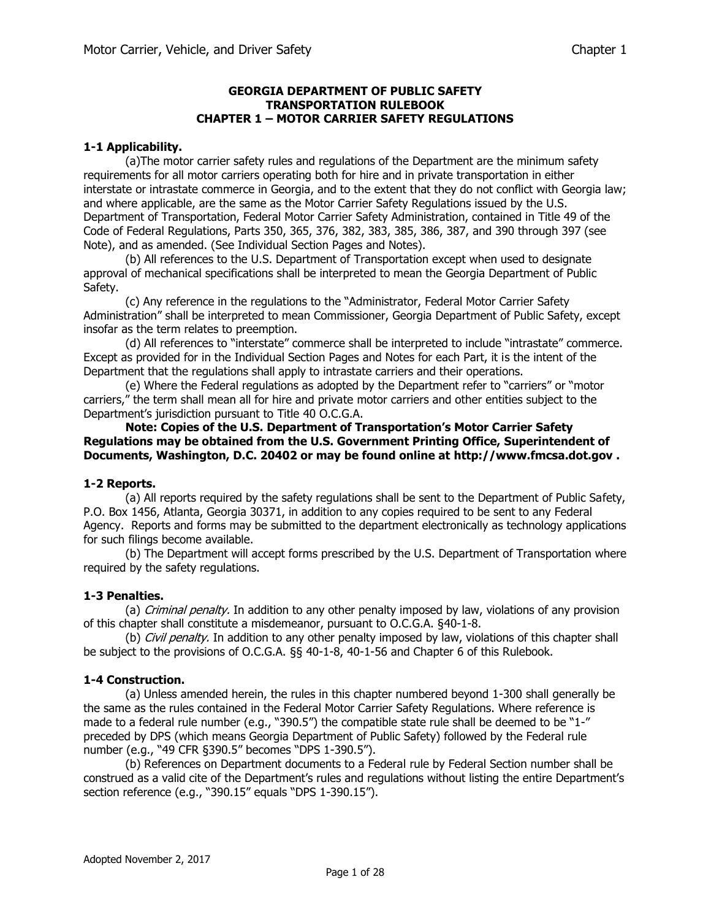# GEORGIA DEPARTMENT OF PUBLIC SAFETY
# TRANSPORTATION RULEBOOK
# CHAPTER 1 – MOTOR CARRIER SAFETY REGULATIONS

### 1-1 Applicability.

(a)The motor carrier safety rules and regulations of the Department are the minimum safety requirements for all motor carriers operating both for hire and in private transportation in either interstate or intrastate commerce in Georgia, and to the extent that they do not conflict with Georgia law; and where applicable, are the same as the Motor Carrier Safety Regulations issued by the U.S. Department of Transportation, Federal Motor Carrier Safety Administration, contained in Title 49 of the Code of Federal Regulations, Parts 350, 365, 376, 382, 383, 385, 386, 387, and 390 through 397 (see Note), and as amended. (See Individual Section Pages and Notes).

(b) All references to the U.S. Department of Transportation except when used to designate approval of mechanical specifications shall be interpreted to mean the Georgia Department of Public Safety.

(c) Any reference in the regulations to the "Administrator, Federal Motor Carrier Safety Administration" shall be interpreted to mean Commissioner, Georgia Department of Public Safety, except insofar as the term relates to preemption.

(d) All references to "interstate" commerce shall be interpreted to include "intrastate" commerce. Except as provided for in the Individual Section Pages and Notes for each Part, it is the intent of the Department that the regulations shall apply to intrastate carriers and their operations.

(e) Where the Federal regulations as adopted by the Department refer to "carriers" or "motor carriers," the term shall mean all for hire and private motor carriers and other entities subject to the Department's jurisdiction pursuant to Title 40 O.C.G.A.

**Note: Copies of the U.S. Department of Transportation's Motor Carrier Safety Regulations may be obtained from the U.S. Government Printing Office, Superintendent of Documents, Washington, D.C. 20402 or may be found online at http://www.fmcsa.dot.gov .**

### 1-2 Reports.

(a) All reports required by the safety regulations shall be sent to the Department of Public Safety, P.O. Box 1456, Atlanta, Georgia 30371, in addition to any copies required to be sent to any Federal Agency. Reports and forms may be submitted to the department electronically as technology applications for such filings become available.

(b) The Department will accept forms prescribed by the U.S. Department of Transportation where required by the safety regulations.

### 1-3 Penalties.

(a) *Criminal penalty.* In addition to any other penalty imposed by law, violations of any provision of this chapter shall constitute a misdemeanor, pursuant to O.C.G.A. §40-1-8.

(b) *Civil penalty.* In addition to any other penalty imposed by law, violations of this chapter shall be subject to the provisions of O.C.G.A. §§ 40-1-8, 40-1-56 and Chapter 6 of this Rulebook.

### 1-4 Construction.

(a) Unless amended herein, the rules in this chapter numbered beyond 1-300 shall generally be the same as the rules contained in the Federal Motor Carrier Safety Regulations. Where reference is made to a federal rule number (e.g., "390.5") the compatible state rule shall be deemed to be "1-" preceded by DPS (which means Georgia Department of Public Safety) followed by the Federal rule number (e.g., "49 CFR §390.5" becomes "DPS 1-390.5").

(b) References on Department documents to a Federal rule by Federal Section number shall be construed as a valid cite of the Department's rules and regulations without listing the entire Department's section reference (e.g., "390.15" equals "DPS 1-390.15").

Adopted November 2, 2017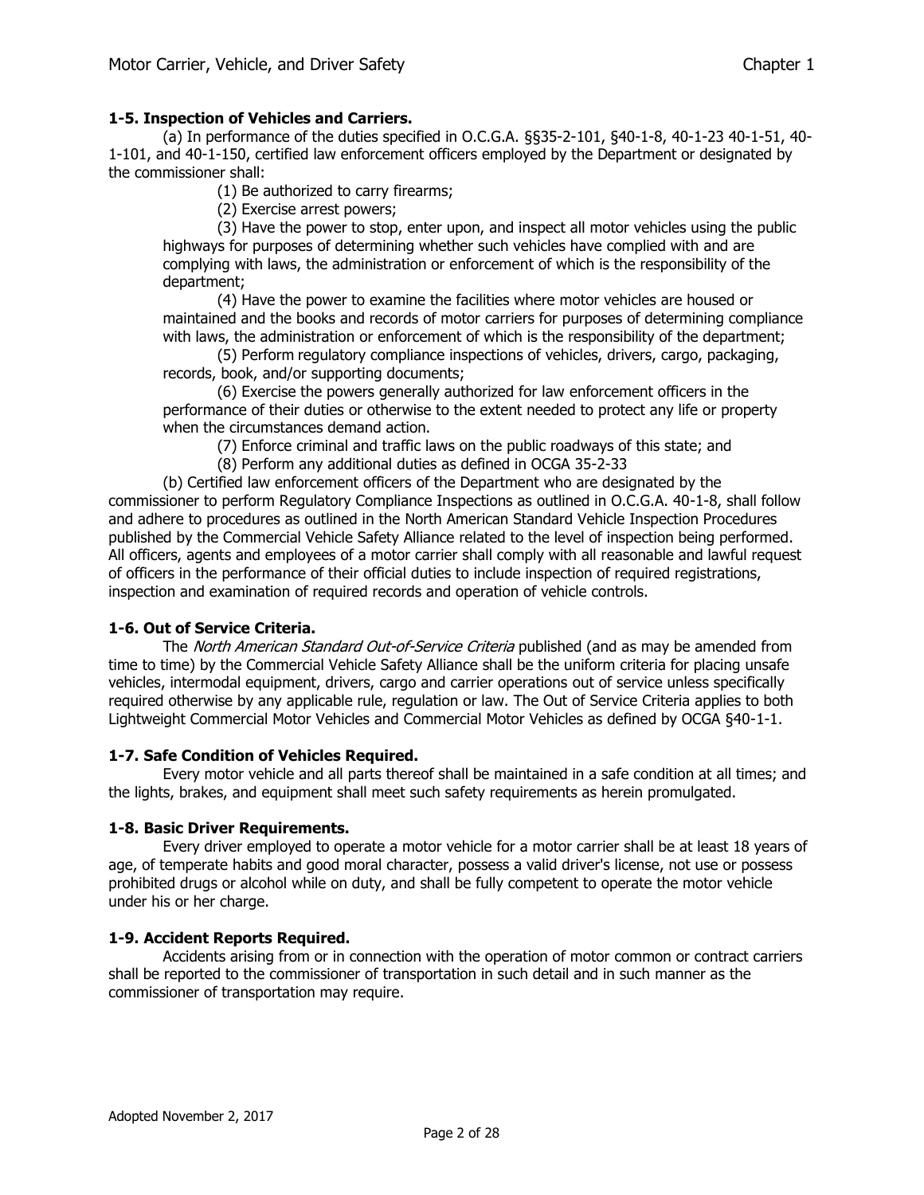**1-5. Inspection of Vehicles and Carriers.**

(a) In performance of the duties specified in O.C.G.A. §§35-2-101, §40-1-8, 40-1-23 40-1-51, 40-1-101, and 40-1-150, certified law enforcement officers employed by the Department or designated by the commissioner shall:

(1) Be authorized to carry firearms;

(2) Exercise arrest powers;

(3) Have the power to stop, enter upon, and inspect all motor vehicles using the public highways for purposes of determining whether such vehicles have complied with and are complying with laws, the administration or enforcement of which is the responsibility of the department;

(4) Have the power to examine the facilities where motor vehicles are housed or maintained and the books and records of motor carriers for purposes of determining compliance with laws, the administration or enforcement of which is the responsibility of the department;

(5) Perform regulatory compliance inspections of vehicles, drivers, cargo, packaging, records, book, and/or supporting documents;

(6) Exercise the powers generally authorized for law enforcement officers in the performance of their duties or otherwise to the extent needed to protect any life or property when the circumstances demand action.

(7) Enforce criminal and traffic laws on the public roadways of this state; and

(8) Perform any additional duties as defined in OCGA 35-2-33

(b) Certified law enforcement officers of the Department who are designated by the commissioner to perform Regulatory Compliance Inspections as outlined in O.C.G.A. 40-1-8, shall follow and adhere to procedures as outlined in the North American Standard Vehicle Inspection Procedures published by the Commercial Vehicle Safety Alliance related to the level of inspection being performed. All officers, agents and employees of a motor carrier shall comply with all reasonable and lawful request of officers in the performance of their official duties to include inspection of required registrations, inspection and examination of required records and operation of vehicle controls.

**1-6. Out of Service Criteria.**

The *North American Standard Out-of-Service Criteria* published (and as may be amended from time to time) by the Commercial Vehicle Safety Alliance shall be the uniform criteria for placing unsafe vehicles, intermodal equipment, drivers, cargo and carrier operations out of service unless specifically required otherwise by any applicable rule, regulation or law. The Out of Service Criteria applies to both Lightweight Commercial Motor Vehicles and Commercial Motor Vehicles as defined by OCGA §40-1-1.

**1-7. Safe Condition of Vehicles Required.**

Every motor vehicle and all parts thereof shall be maintained in a safe condition at all times; and the lights, brakes, and equipment shall meet such safety requirements as herein promulgated.

**1-8. Basic Driver Requirements.**

Every driver employed to operate a motor vehicle for a motor carrier shall be at least 18 years of age, of temperate habits and good moral character, possess a valid driver's license, not use or possess prohibited drugs or alcohol while on duty, and shall be fully competent to operate the motor vehicle under his or her charge.

**1-9. Accident Reports Required.**

Accidents arising from or in connection with the operation of motor common or contract carriers shall be reported to the commissioner of transportation in such detail and in such manner as the commissioner of transportation may require.

Adopted November 2, 2017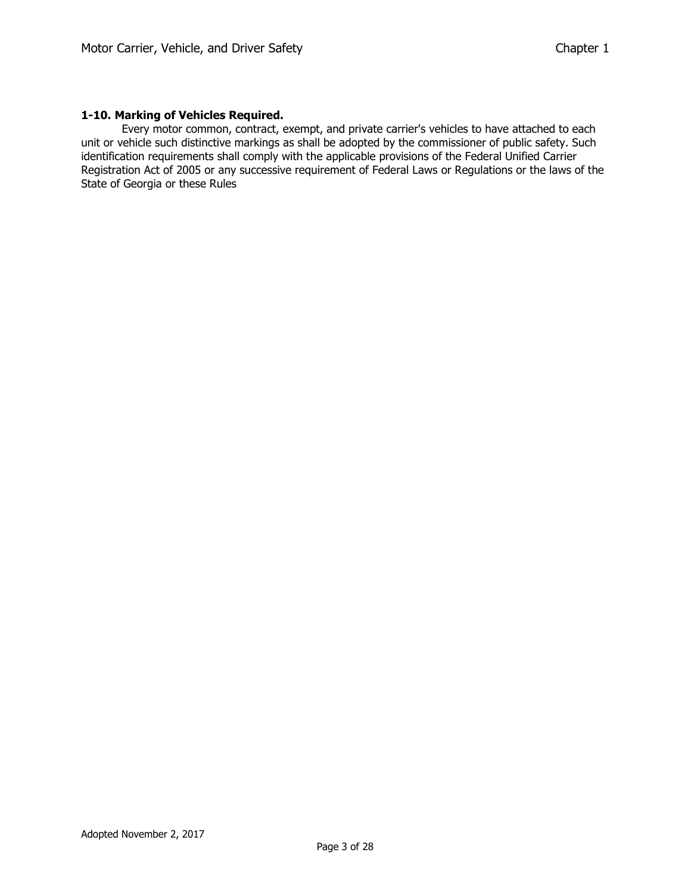### 1-10. Marking of Vehicles Required.

Every motor common, contract, exempt, and private carrier's vehicles to have attached to each unit or vehicle such distinctive markings as shall be adopted by the commissioner of public safety. Such identification requirements shall comply with the applicable provisions of the Federal Unified Carrier Registration Act of 2005 or any successive requirement of Federal Laws or Regulations or the laws of the State of Georgia or these Rules

Adopted November 2, 2017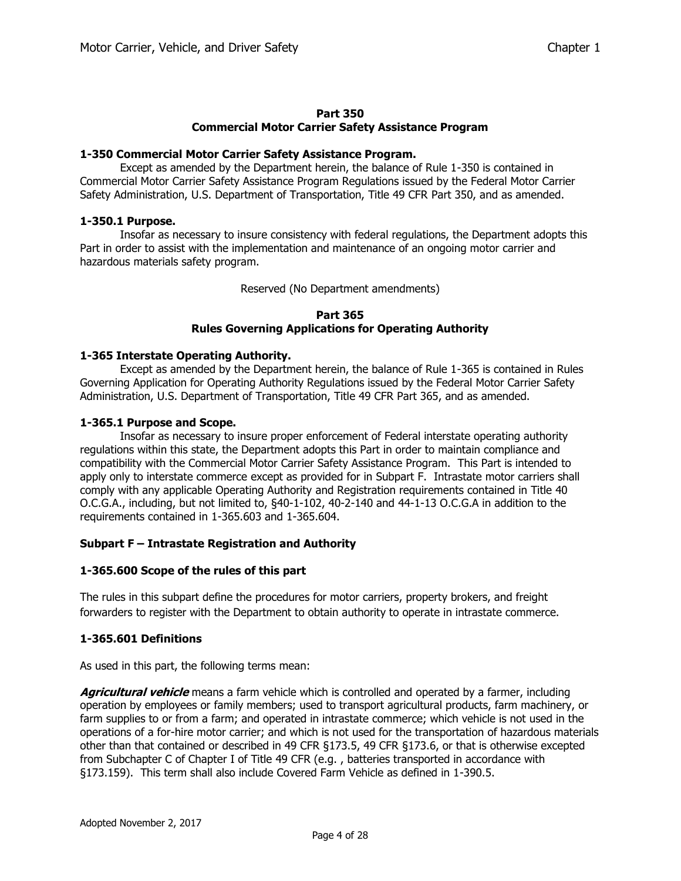## Part 350
## Commercial Motor Carrier Safety Assistance Program

**1-350 Commercial Motor Carrier Safety Assistance Program.**

Except as amended by the Department herein, the balance of Rule 1-350 is contained in Commercial Motor Carrier Safety Assistance Program Regulations issued by the Federal Motor Carrier Safety Administration, U.S. Department of Transportation, Title 49 CFR Part 350, and as amended.

**1-350.1 Purpose.**

Insofar as necessary to insure consistency with federal regulations, the Department adopts this Part in order to assist with the implementation and maintenance of an ongoing motor carrier and hazardous materials safety program.

Reserved (No Department amendments)

## Part 365
## Rules Governing Applications for Operating Authority

**1-365 Interstate Operating Authority.**

Except as amended by the Department herein, the balance of Rule 1-365 is contained in Rules Governing Application for Operating Authority Regulations issued by the Federal Motor Carrier Safety Administration, U.S. Department of Transportation, Title 49 CFR Part 365, and as amended.

**1-365.1 Purpose and Scope.**

Insofar as necessary to insure proper enforcement of Federal interstate operating authority regulations within this state, the Department adopts this Part in order to maintain compliance and compatibility with the Commercial Motor Carrier Safety Assistance Program. This Part is intended to apply only to interstate commerce except as provided for in Subpart F. Intrastate motor carriers shall comply with any applicable Operating Authority and Registration requirements contained in Title 40 O.C.G.A., including, but not limited to, §40-1-102, 40-2-140 and 44-1-13 O.C.G.A in addition to the requirements contained in 1-365.603 and 1-365.604.

### Subpart F – Intrastate Registration and Authority

**1-365.600 Scope of the rules of this part**

The rules in this subpart define the procedures for motor carriers, property brokers, and freight forwarders to register with the Department to obtain authority to operate in intrastate commerce.

**1-365.601 Definitions**

As used in this part, the following terms mean:

***Agricultural vehicle*** means a farm vehicle which is controlled and operated by a farmer, including operation by employees or family members; used to transport agricultural products, farm machinery, or farm supplies to or from a farm; and operated in intrastate commerce; which vehicle is not used in the operations of a for-hire motor carrier; and which is not used for the transportation of hazardous materials other than that contained or described in 49 CFR §173.5, 49 CFR §173.6, or that is otherwise excepted from Subchapter C of Chapter I of Title 49 CFR (e.g. , batteries transported in accordance with §173.159). This term shall also include Covered Farm Vehicle as defined in 1-390.5.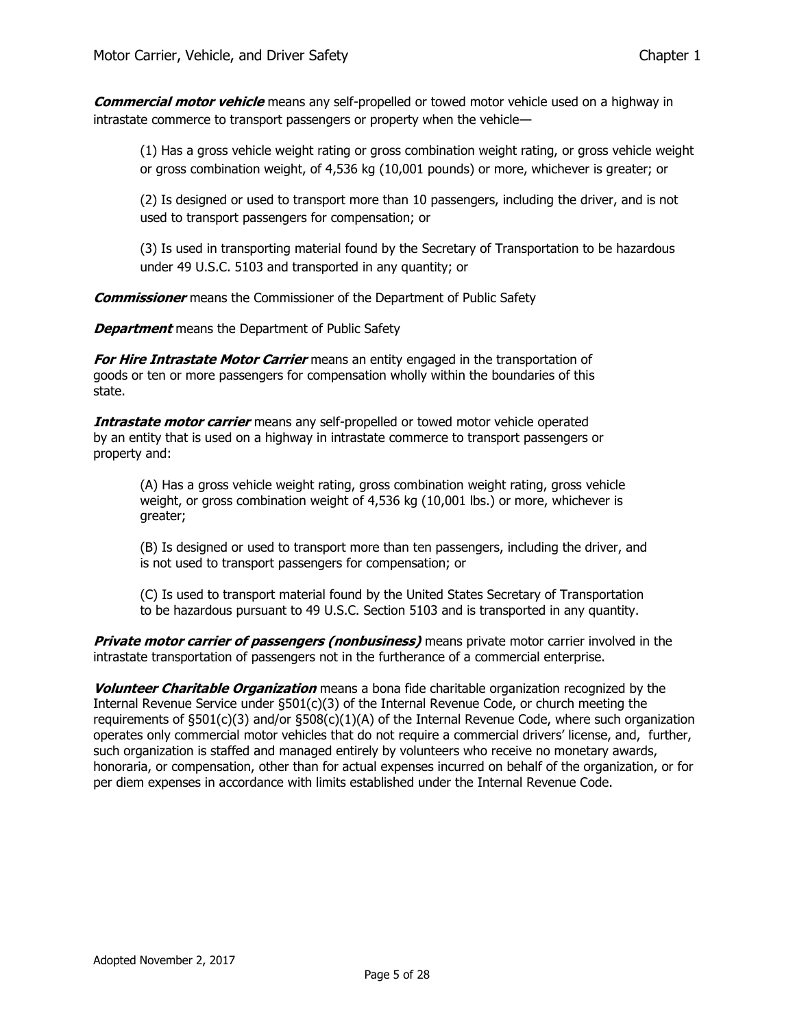***Commercial motor vehicle*** means any self-propelled or towed motor vehicle used on a highway in intrastate commerce to transport passengers or property when the vehicle—

> (1) Has a gross vehicle weight rating or gross combination weight rating, or gross vehicle weight or gross combination weight, of 4,536 kg (10,001 pounds) or more, whichever is greater; or
>
> (2) Is designed or used to transport more than 10 passengers, including the driver, and is not used to transport passengers for compensation; or
>
> (3) Is used in transporting material found by the Secretary of Transportation to be hazardous under 49 U.S.C. 5103 and transported in any quantity; or

***Commissioner*** means the Commissioner of the Department of Public Safety

***Department*** means the Department of Public Safety

***For Hire Intrastate Motor Carrier*** means an entity engaged in the transportation of goods or ten or more passengers for compensation wholly within the boundaries of this state.

***Intrastate motor carrier*** means any self-propelled or towed motor vehicle operated by an entity that is used on a highway in intrastate commerce to transport passengers or property and:

> (A) Has a gross vehicle weight rating, gross combination weight rating, gross vehicle weight, or gross combination weight of 4,536 kg (10,001 lbs.) or more, whichever is greater;
>
> (B) Is designed or used to transport more than ten passengers, including the driver, and is not used to transport passengers for compensation; or
>
> (C) Is used to transport material found by the United States Secretary of Transportation to be hazardous pursuant to 49 U.S.C. Section 5103 and is transported in any quantity.

***Private motor carrier of passengers (nonbusiness)*** means private motor carrier involved in the intrastate transportation of passengers not in the furtherance of a commercial enterprise.

***Volunteer Charitable Organization*** means a bona fide charitable organization recognized by the Internal Revenue Service under §501(c)(3) of the Internal Revenue Code, or church meeting the requirements of §501(c)(3) and/or §508(c)(1)(A) of the Internal Revenue Code, where such organization operates only commercial motor vehicles that do not require a commercial drivers' license, and, further, such organization is staffed and managed entirely by volunteers who receive no monetary awards, honoraria, or compensation, other than for actual expenses incurred on behalf of the organization, or for per diem expenses in accordance with limits established under the Internal Revenue Code.

Adopted November 2, 2017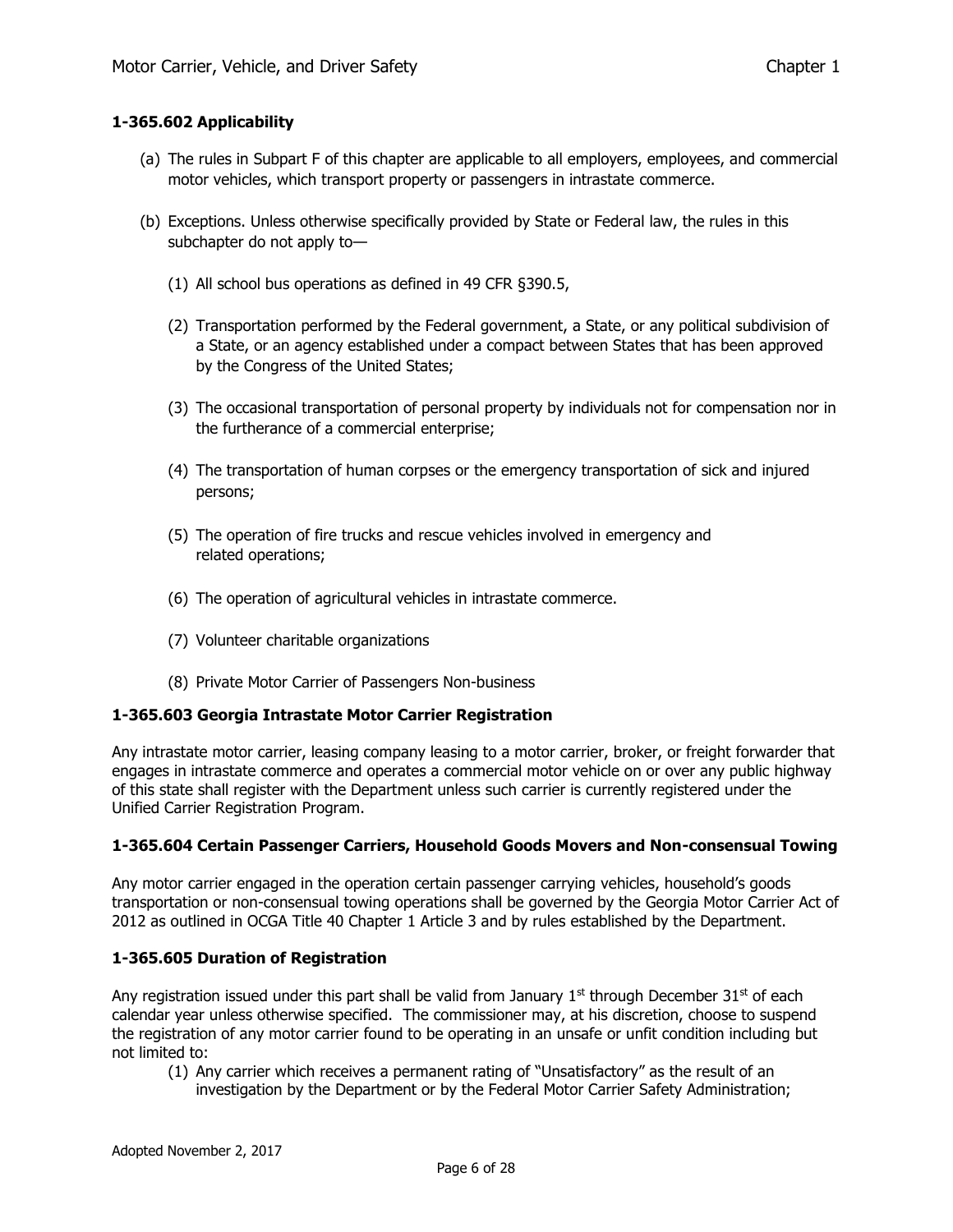### 1-365.602 Applicability

(a) The rules in Subpart F of this chapter are applicable to all employers, employees, and commercial motor vehicles, which transport property or passengers in intrastate commerce.

(b) Exceptions. Unless otherwise specifically provided by State or Federal law, the rules in this subchapter do not apply to—

(1) All school bus operations as defined in 49 CFR §390.5,

(2) Transportation performed by the Federal government, a State, or any political subdivision of a State, or an agency established under a compact between States that has been approved by the Congress of the United States;

(3) The occasional transportation of personal property by individuals not for compensation nor in the furtherance of a commercial enterprise;

(4) The transportation of human corpses or the emergency transportation of sick and injured persons;

(5) The operation of fire trucks and rescue vehicles involved in emergency and related operations;

(6) The operation of agricultural vehicles in intrastate commerce.

(7) Volunteer charitable organizations

(8) Private Motor Carrier of Passengers Non-business

### 1-365.603 Georgia Intrastate Motor Carrier Registration

Any intrastate motor carrier, leasing company leasing to a motor carrier, broker, or freight forwarder that engages in intrastate commerce and operates a commercial motor vehicle on or over any public highway of this state shall register with the Department unless such carrier is currently registered under the Unified Carrier Registration Program.

### 1-365.604 Certain Passenger Carriers, Household Goods Movers and Non-consensual Towing

Any motor carrier engaged in the operation certain passenger carrying vehicles, household's goods transportation or non-consensual towing operations shall be governed by the Georgia Motor Carrier Act of 2012 as outlined in OCGA Title 40 Chapter 1 Article 3 and by rules established by the Department.

### 1-365.605 Duration of Registration

Any registration issued under this part shall be valid from January 1st through December 31st of each calendar year unless otherwise specified. The commissioner may, at his discretion, choose to suspend the registration of any motor carrier found to be operating in an unsafe or unfit condition including but not limited to:

(1) Any carrier which receives a permanent rating of "Unsatisfactory" as the result of an investigation by the Department or by the Federal Motor Carrier Safety Administration;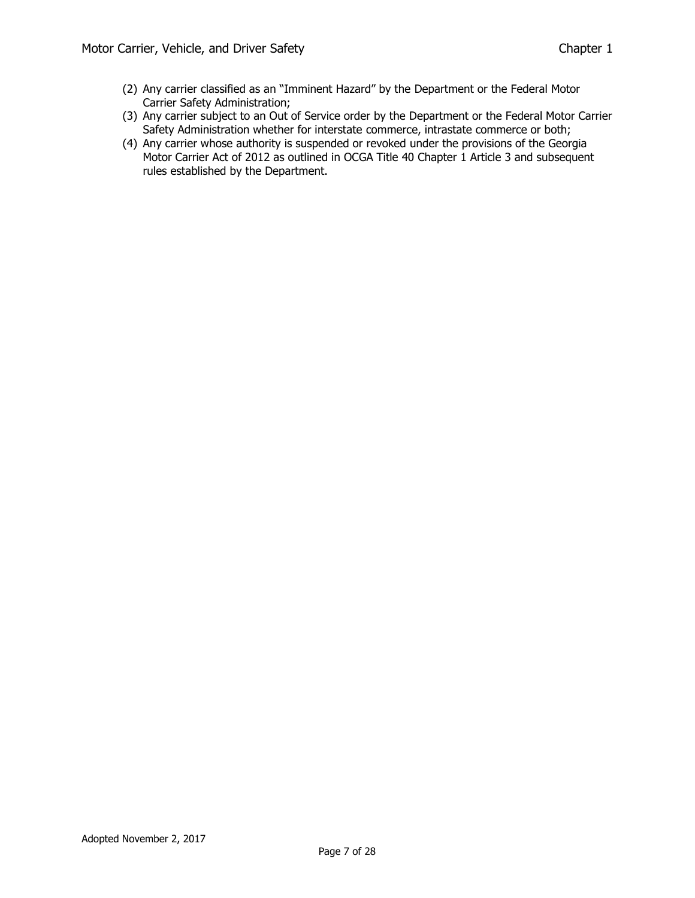(2) Any carrier classified as an "Imminent Hazard" by the Department or the Federal Motor Carrier Safety Administration;

(3) Any carrier subject to an Out of Service order by the Department or the Federal Motor Carrier Safety Administration whether for interstate commerce, intrastate commerce or both;

(4) Any carrier whose authority is suspended or revoked under the provisions of the Georgia Motor Carrier Act of 2012 as outlined in OCGA Title 40 Chapter 1 Article 3 and subsequent rules established by the Department.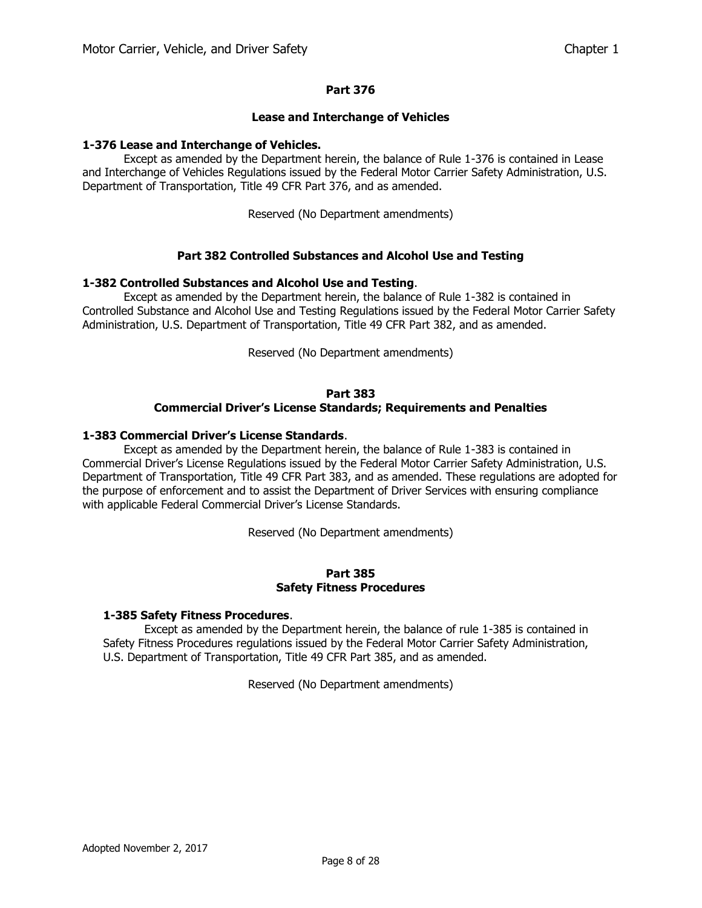## Part 376

### Lease and Interchange of Vehicles

**1-376 Lease and Interchange of Vehicles.**

Except as amended by the Department herein, the balance of Rule 1-376 is contained in Lease and Interchange of Vehicles Regulations issued by the Federal Motor Carrier Safety Administration, U.S. Department of Transportation, Title 49 CFR Part 376, and as amended.

Reserved (No Department amendments)

## Part 382 Controlled Substances and Alcohol Use and Testing

**1-382 Controlled Substances and Alcohol Use and Testing**.

Except as amended by the Department herein, the balance of Rule 1-382 is contained in Controlled Substance and Alcohol Use and Testing Regulations issued by the Federal Motor Carrier Safety Administration, U.S. Department of Transportation, Title 49 CFR Part 382, and as amended.

Reserved (No Department amendments)

## Part 383

### Commercial Driver's License Standards; Requirements and Penalties

**1-383 Commercial Driver's License Standards**.

Except as amended by the Department herein, the balance of Rule 1-383 is contained in Commercial Driver's License Regulations issued by the Federal Motor Carrier Safety Administration, U.S. Department of Transportation, Title 49 CFR Part 383, and as amended. These regulations are adopted for the purpose of enforcement and to assist the Department of Driver Services with ensuring compliance with applicable Federal Commercial Driver's License Standards.

Reserved (No Department amendments)

## Part 385

### Safety Fitness Procedures

**1-385 Safety Fitness Procedures**.

Except as amended by the Department herein, the balance of rule 1-385 is contained in Safety Fitness Procedures regulations issued by the Federal Motor Carrier Safety Administration, U.S. Department of Transportation, Title 49 CFR Part 385, and as amended.

Reserved (No Department amendments)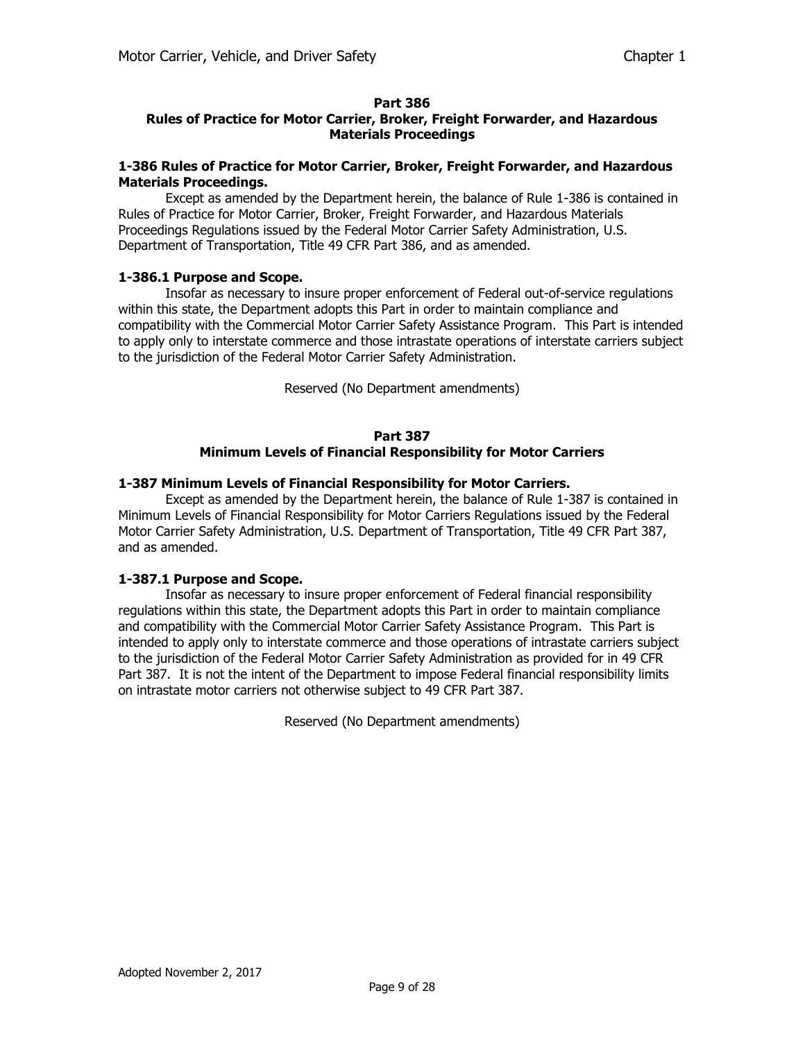## Part 386
## Rules of Practice for Motor Carrier, Broker, Freight Forwarder, and Hazardous Materials Proceedings

### 1-386 Rules of Practice for Motor Carrier, Broker, Freight Forwarder, and Hazardous Materials Proceedings.

Except as amended by the Department herein, the balance of Rule 1-386 is contained in Rules of Practice for Motor Carrier, Broker, Freight Forwarder, and Hazardous Materials Proceedings Regulations issued by the Federal Motor Carrier Safety Administration, U.S. Department of Transportation, Title 49 CFR Part 386, and as amended.

### 1-386.1 Purpose and Scope.

Insofar as necessary to insure proper enforcement of Federal out-of-service regulations within this state, the Department adopts this Part in order to maintain compliance and compatibility with the Commercial Motor Carrier Safety Assistance Program. This Part is intended to apply only to interstate commerce and those intrastate operations of interstate carriers subject to the jurisdiction of the Federal Motor Carrier Safety Administration.

Reserved (No Department amendments)

## Part 387
## Minimum Levels of Financial Responsibility for Motor Carriers

### 1-387 Minimum Levels of Financial Responsibility for Motor Carriers.

Except as amended by the Department herein, the balance of Rule 1-387 is contained in Minimum Levels of Financial Responsibility for Motor Carriers Regulations issued by the Federal Motor Carrier Safety Administration, U.S. Department of Transportation, Title 49 CFR Part 387, and as amended.

### 1-387.1 Purpose and Scope.

Insofar as necessary to insure proper enforcement of Federal financial responsibility regulations within this state, the Department adopts this Part in order to maintain compliance and compatibility with the Commercial Motor Carrier Safety Assistance Program. This Part is intended to apply only to interstate commerce and those operations of intrastate carriers subject to the jurisdiction of the Federal Motor Carrier Safety Administration as provided for in 49 CFR Part 387. It is not the intent of the Department to impose Federal financial responsibility limits on intrastate motor carriers not otherwise subject to 49 CFR Part 387.

Reserved (No Department amendments)

Adopted November 2, 2017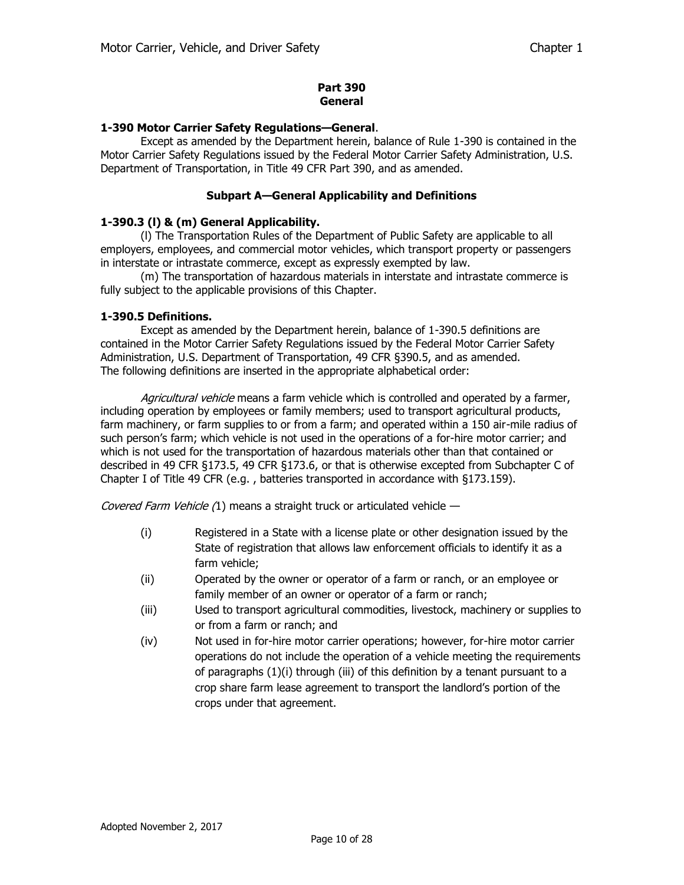## Part 390
## General

**1-390 Motor Carrier Safety Regulations—General**.

Except as amended by the Department herein, balance of Rule 1-390 is contained in the Motor Carrier Safety Regulations issued by the Federal Motor Carrier Safety Administration, U.S. Department of Transportation, in Title 49 CFR Part 390, and as amended.

### Subpart A—General Applicability and Definitions

**1-390.3 (l) & (m) General Applicability.**

(l) The Transportation Rules of the Department of Public Safety are applicable to all employers, employees, and commercial motor vehicles, which transport property or passengers in interstate or intrastate commerce, except as expressly exempted by law.

(m) The transportation of hazardous materials in interstate and intrastate commerce is fully subject to the applicable provisions of this Chapter.

**1-390.5 Definitions.**

Except as amended by the Department herein, balance of 1-390.5 definitions are contained in the Motor Carrier Safety Regulations issued by the Federal Motor Carrier Safety Administration, U.S. Department of Transportation, 49 CFR §390.5, and as amended. The following definitions are inserted in the appropriate alphabetical order:

*Agricultural vehicle* means a farm vehicle which is controlled and operated by a farmer, including operation by employees or family members; used to transport agricultural products, farm machinery, or farm supplies to or from a farm; and operated within a 150 air-mile radius of such person's farm; which vehicle is not used in the operations of a for-hire motor carrier; and which is not used for the transportation of hazardous materials other than that contained or described in 49 CFR §173.5, 49 CFR §173.6, or that is otherwise excepted from Subchapter C of Chapter I of Title 49 CFR (e.g. , batteries transported in accordance with §173.159).

*Covered Farm Vehicle (*1) means a straight truck or articulated vehicle —

- (i) Registered in a State with a license plate or other designation issued by the State of registration that allows law enforcement officials to identify it as a farm vehicle;
- (ii) Operated by the owner or operator of a farm or ranch, or an employee or family member of an owner or operator of a farm or ranch;
- (iii) Used to transport agricultural commodities, livestock, machinery or supplies to or from a farm or ranch; and
- (iv) Not used in for-hire motor carrier operations; however, for-hire motor carrier operations do not include the operation of a vehicle meeting the requirements of paragraphs (1)(i) through (iii) of this definition by a tenant pursuant to a crop share farm lease agreement to transport the landlord's portion of the crops under that agreement.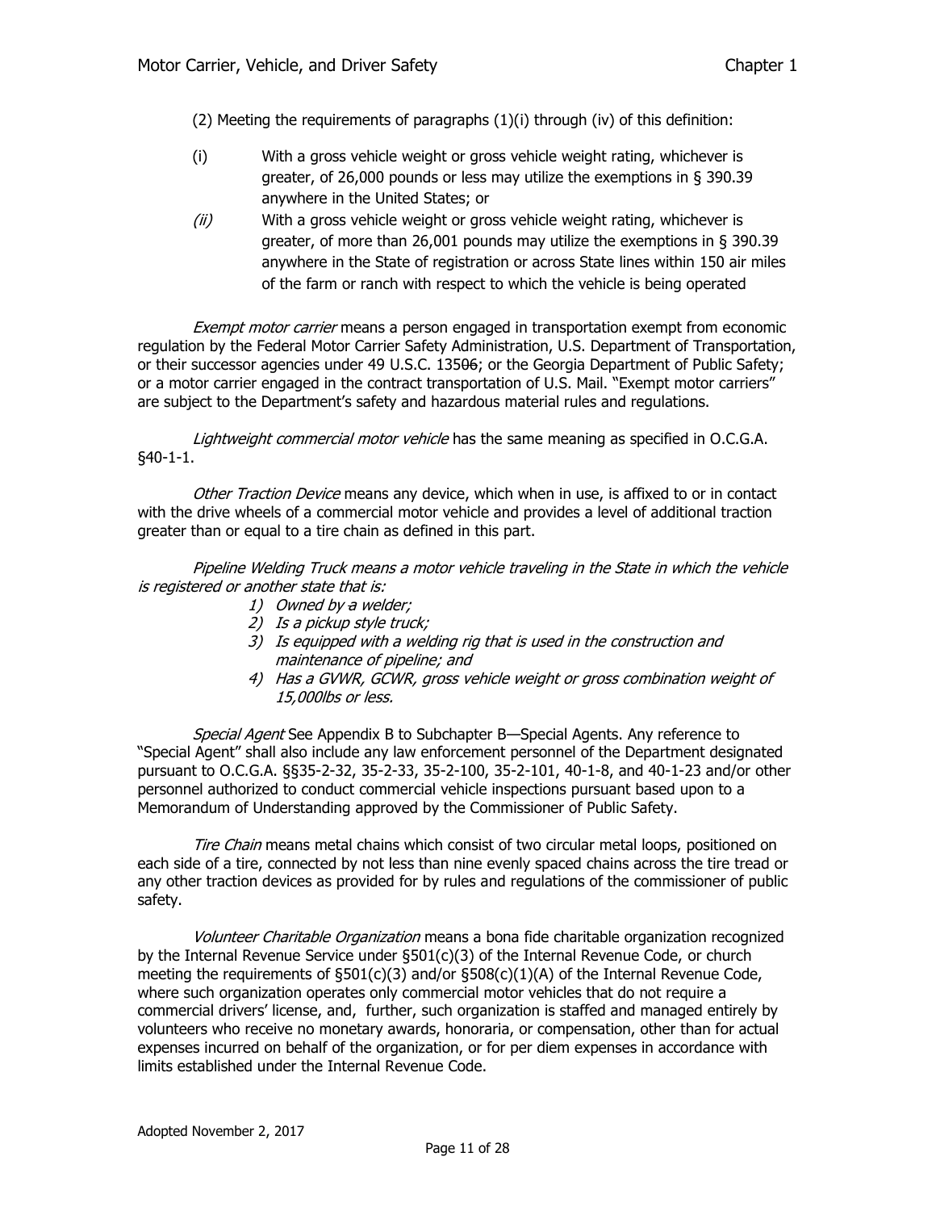(2) Meeting the requirements of paragraphs (1)(i) through (iv) of this definition:

(i) With a gross vehicle weight or gross vehicle weight rating, whichever is greater, of 26,000 pounds or less may utilize the exemptions in § 390.39 anywhere in the United States; or

*(ii)* With a gross vehicle weight or gross vehicle weight rating, whichever is greater, of more than 26,001 pounds may utilize the exemptions in § 390.39 anywhere in the State of registration or across State lines within 150 air miles of the farm or ranch with respect to which the vehicle is being operated

*Exempt motor carrier* means a person engaged in transportation exempt from economic regulation by the Federal Motor Carrier Safety Administration, U.S. Department of Transportation, or their successor agencies under 49 U.S.C. 13506; or the Georgia Department of Public Safety; or a motor carrier engaged in the contract transportation of U.S. Mail. "Exempt motor carriers" are subject to the Department's safety and hazardous material rules and regulations.

*Lightweight commercial motor vehicle* has the same meaning as specified in O.C.G.A. §40-1-1.

*Other Traction Device* means any device, which when in use, is affixed to or in contact with the drive wheels of a commercial motor vehicle and provides a level of additional traction greater than or equal to a tire chain as defined in this part.

*Pipeline Welding Truck means a motor vehicle traveling in the State in which the vehicle is registered or another state that is:*

1) *Owned by a welder;*
2) *Is a pickup style truck;*
3) *Is equipped with a welding rig that is used in the construction and maintenance of pipeline; and*
4) *Has a GVWR, GCWR, gross vehicle weight or gross combination weight of 15,000lbs or less.*

*Special Agent* See Appendix B to Subchapter B—Special Agents. Any reference to "Special Agent" shall also include any law enforcement personnel of the Department designated pursuant to O.C.G.A. §§35-2-32, 35-2-33, 35-2-100, 35-2-101, 40-1-8, and 40-1-23 and/or other personnel authorized to conduct commercial vehicle inspections pursuant based upon to a Memorandum of Understanding approved by the Commissioner of Public Safety.

*Tire Chain* means metal chains which consist of two circular metal loops, positioned on each side of a tire, connected by not less than nine evenly spaced chains across the tire tread or any other traction devices as provided for by rules and regulations of the commissioner of public safety.

*Volunteer Charitable Organization* means a bona fide charitable organization recognized by the Internal Revenue Service under §501(c)(3) of the Internal Revenue Code, or church meeting the requirements of §501(c)(3) and/or §508(c)(1)(A) of the Internal Revenue Code, where such organization operates only commercial motor vehicles that do not require a commercial drivers' license, and, further, such organization is staffed and managed entirely by volunteers who receive no monetary awards, honoraria, or compensation, other than for actual expenses incurred on behalf of the organization, or for per diem expenses in accordance with limits established under the Internal Revenue Code.

Adopted November 2, 2017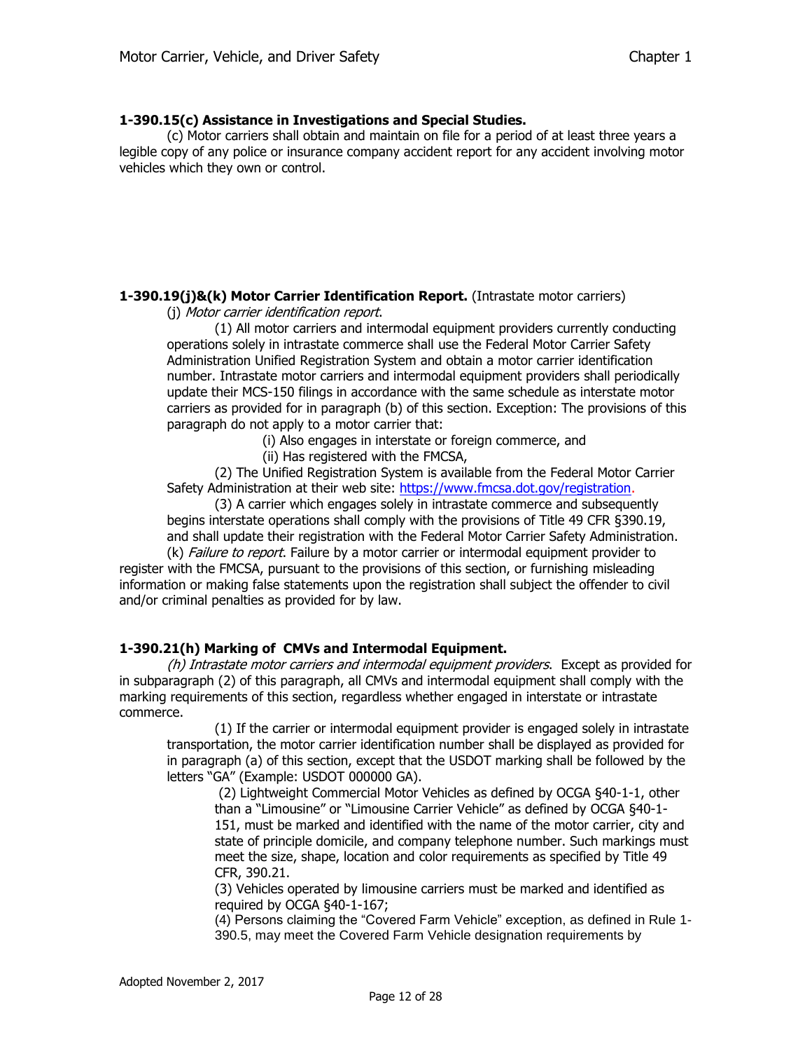**1-390.15(c) Assistance in Investigations and Special Studies.**

(c) Motor carriers shall obtain and maintain on file for a period of at least three years a legible copy of any police or insurance company accident report for any accident involving motor vehicles which they own or control.

**1-390.19(j)&(k) Motor Carrier Identification Report.** (Intrastate motor carriers)

(j) *Motor carrier identification report*.

(1) All motor carriers and intermodal equipment providers currently conducting operations solely in intrastate commerce shall use the Federal Motor Carrier Safety Administration Unified Registration System and obtain a motor carrier identification number. Intrastate motor carriers and intermodal equipment providers shall periodically update their MCS-150 filings in accordance with the same schedule as interstate motor carriers as provided for in paragraph (b) of this section. Exception: The provisions of this paragraph do not apply to a motor carrier that:

(i) Also engages in interstate or foreign commerce, and

(ii) Has registered with the FMCSA,

(2) The Unified Registration System is available from the Federal Motor Carrier Safety Administration at their web site: https://www.fmcsa.dot.gov/registration.

(3) A carrier which engages solely in intrastate commerce and subsequently begins interstate operations shall comply with the provisions of Title 49 CFR §390.19, and shall update their registration with the Federal Motor Carrier Safety Administration.

(k) *Failure to report*. Failure by a motor carrier or intermodal equipment provider to register with the FMCSA, pursuant to the provisions of this section, or furnishing misleading information or making false statements upon the registration shall subject the offender to civil and/or criminal penalties as provided for by law.

**1-390.21(h) Marking of CMVs and Intermodal Equipment.**

*(h) Intrastate motor carriers and intermodal equipment providers*. Except as provided for in subparagraph (2) of this paragraph, all CMVs and intermodal equipment shall comply with the marking requirements of this section, regardless whether engaged in interstate or intrastate commerce.

(1) If the carrier or intermodal equipment provider is engaged solely in intrastate transportation, the motor carrier identification number shall be displayed as provided for in paragraph (a) of this section, except that the USDOT marking shall be followed by the letters "GA" (Example: USDOT 000000 GA).

(2) Lightweight Commercial Motor Vehicles as defined by OCGA §40-1-1, other than a "Limousine" or "Limousine Carrier Vehicle" as defined by OCGA §40-1-151, must be marked and identified with the name of the motor carrier, city and state of principle domicile, and company telephone number. Such markings must meet the size, shape, location and color requirements as specified by Title 49 CFR, 390.21.

(3) Vehicles operated by limousine carriers must be marked and identified as required by OCGA §40-1-167;

(4) Persons claiming the "Covered Farm Vehicle" exception, as defined in Rule 1-390.5, may meet the Covered Farm Vehicle designation requirements by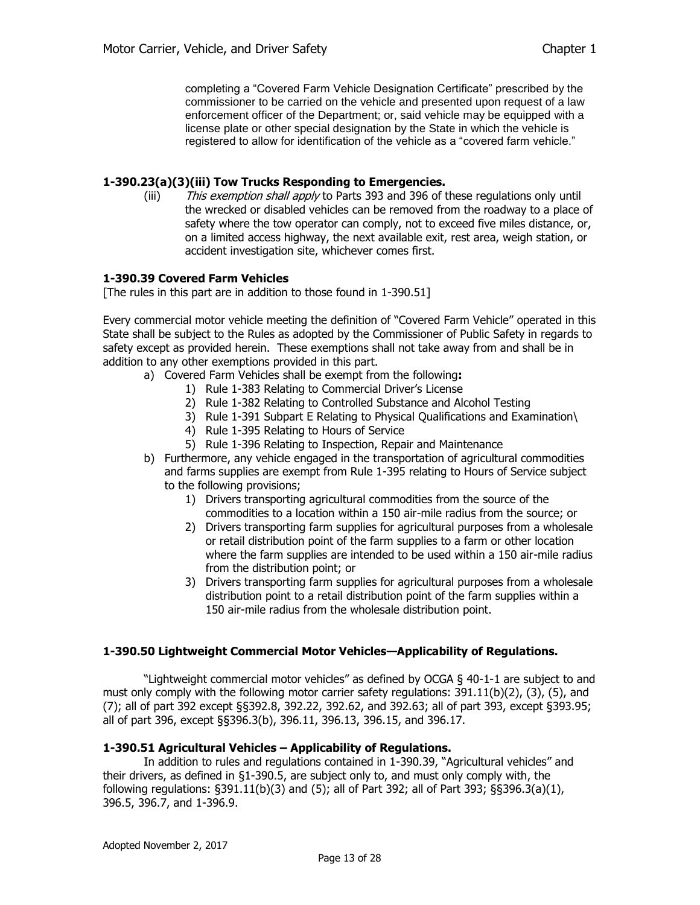completing a "Covered Farm Vehicle Designation Certificate" prescribed by the commissioner to be carried on the vehicle and presented upon request of a law enforcement officer of the Department; or, said vehicle may be equipped with a license plate or other special designation by the State in which the vehicle is registered to allow for identification of the vehicle as a "covered farm vehicle."

### 1-390.23(a)(3)(iii) Tow Trucks Responding to Emergencies.

(iii) *This exemption shall apply* to Parts 393 and 396 of these regulations only until the wrecked or disabled vehicles can be removed from the roadway to a place of safety where the tow operator can comply, not to exceed five miles distance, or, on a limited access highway, the next available exit, rest area, weigh station, or accident investigation site, whichever comes first.

### 1-390.39 Covered Farm Vehicles

[The rules in this part are in addition to those found in 1-390.51]

Every commercial motor vehicle meeting the definition of "Covered Farm Vehicle" operated in this State shall be subject to the Rules as adopted by the Commissioner of Public Safety in regards to safety except as provided herein. These exemptions shall not take away from and shall be in addition to any other exemptions provided in this part.

a) Covered Farm Vehicles shall be exempt from the following**:**
   1) Rule 1-383 Relating to Commercial Driver's License
   2) Rule 1-382 Relating to Controlled Substance and Alcohol Testing
   3) Rule 1-391 Subpart E Relating to Physical Qualifications and Examination\
   4) Rule 1-395 Relating to Hours of Service
   5) Rule 1-396 Relating to Inspection, Repair and Maintenance
b) Furthermore, any vehicle engaged in the transportation of agricultural commodities and farms supplies are exempt from Rule 1-395 relating to Hours of Service subject to the following provisions;
   1) Drivers transporting agricultural commodities from the source of the commodities to a location within a 150 air-mile radius from the source; or
   2) Drivers transporting farm supplies for agricultural purposes from a wholesale or retail distribution point of the farm supplies to a farm or other location where the farm supplies are intended to be used within a 150 air-mile radius from the distribution point; or
   3) Drivers transporting farm supplies for agricultural purposes from a wholesale distribution point to a retail distribution point of the farm supplies within a 150 air-mile radius from the wholesale distribution point.

### 1-390.50 Lightweight Commercial Motor Vehicles—Applicability of Regulations.

"Lightweight commercial motor vehicles" as defined by OCGA § 40-1-1 are subject to and must only comply with the following motor carrier safety regulations: 391.11(b)(2), (3), (5), and (7); all of part 392 except §§392.8, 392.22, 392.62, and 392.63; all of part 393, except §393.95; all of part 396, except §§396.3(b), 396.11, 396.13, 396.15, and 396.17.

### 1-390.51 Agricultural Vehicles – Applicability of Regulations.

In addition to rules and regulations contained in 1-390.39, "Agricultural vehicles" and their drivers, as defined in §1-390.5, are subject only to, and must only comply with, the following regulations: §391.11(b)(3) and (5); all of Part 392; all of Part 393; §§396.3(a)(1), 396.5, 396.7, and 1-396.9.

Adopted November 2, 2017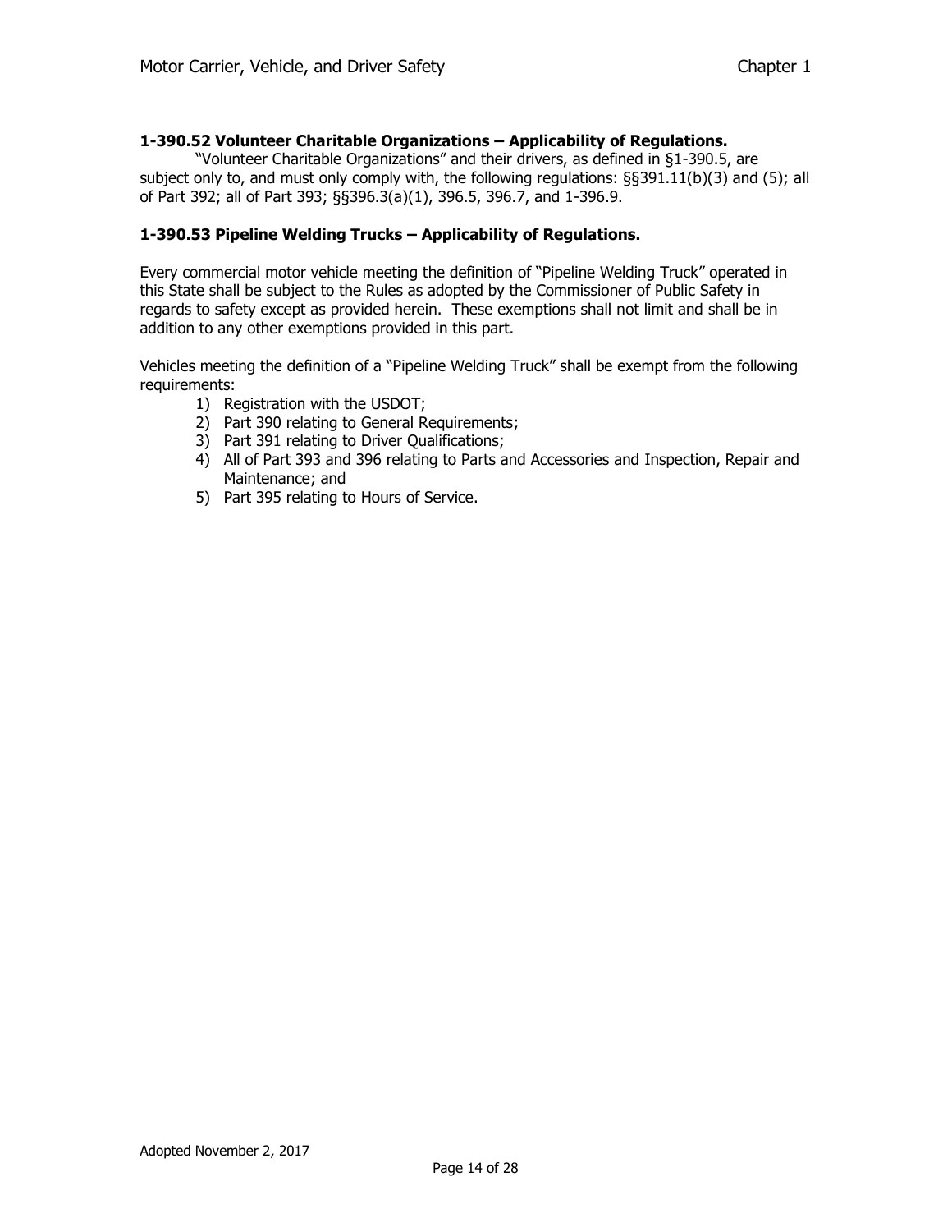### 1-390.52 Volunteer Charitable Organizations – Applicability of Regulations.

"Volunteer Charitable Organizations" and their drivers, as defined in §1-390.5, are subject only to, and must only comply with, the following regulations: §§391.11(b)(3) and (5); all of Part 392; all of Part 393; §§396.3(a)(1), 396.5, 396.7, and 1-396.9.

### 1-390.53 Pipeline Welding Trucks – Applicability of Regulations.

Every commercial motor vehicle meeting the definition of "Pipeline Welding Truck" operated in this State shall be subject to the Rules as adopted by the Commissioner of Public Safety in regards to safety except as provided herein. These exemptions shall not limit and shall be in addition to any other exemptions provided in this part.

Vehicles meeting the definition of a "Pipeline Welding Truck" shall be exempt from the following requirements:

1) Registration with the USDOT;
2) Part 390 relating to General Requirements;
3) Part 391 relating to Driver Qualifications;
4) All of Part 393 and 396 relating to Parts and Accessories and Inspection, Repair and Maintenance; and
5) Part 395 relating to Hours of Service.

Adopted November 2, 2017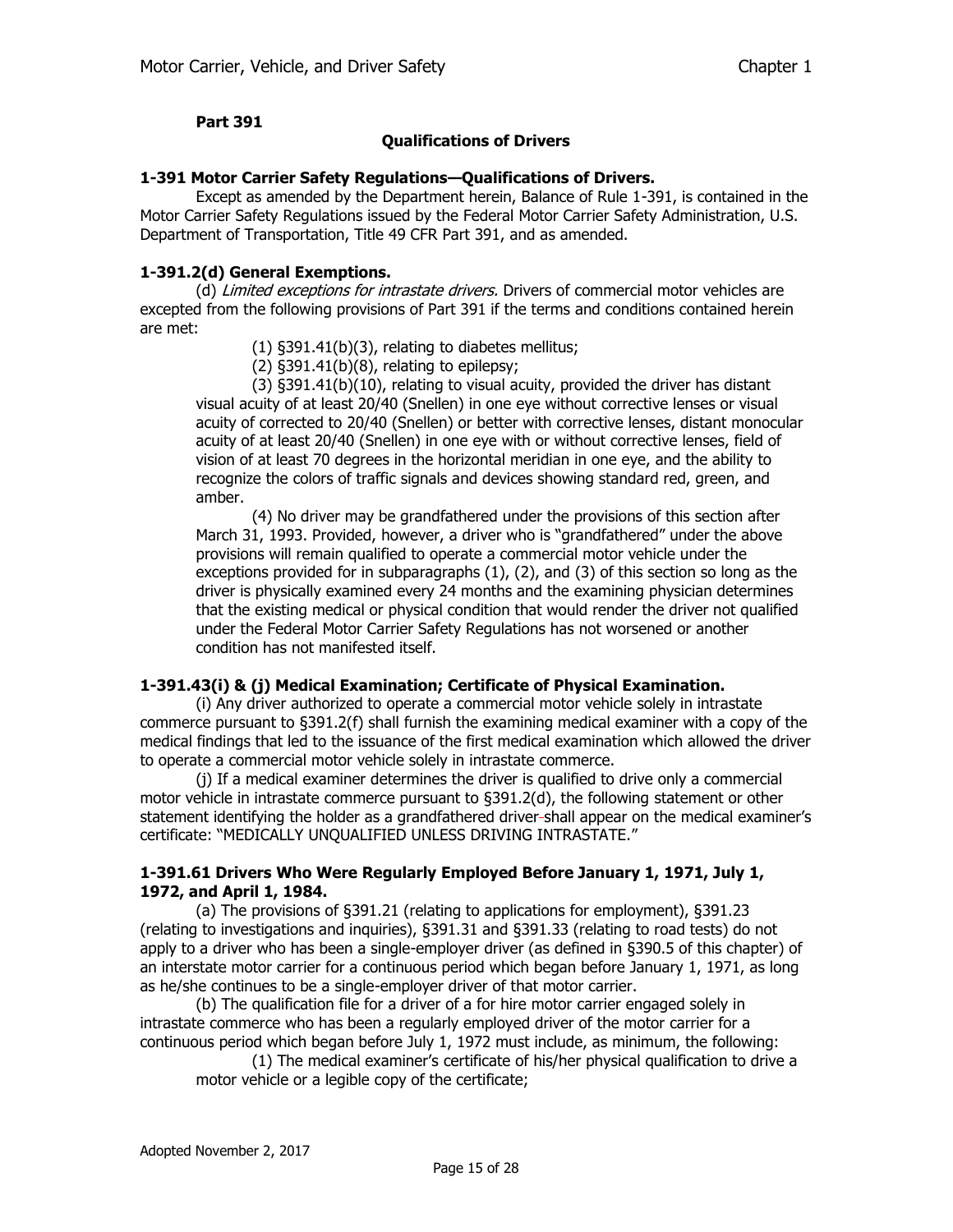**Part 391**

**Qualifications of Drivers**

**1-391 Motor Carrier Safety Regulations—Qualifications of Drivers.**

Except as amended by the Department herein, Balance of Rule 1-391, is contained in the Motor Carrier Safety Regulations issued by the Federal Motor Carrier Safety Administration, U.S. Department of Transportation, Title 49 CFR Part 391, and as amended.

**1-391.2(d) General Exemptions.**

(d) *Limited exceptions for intrastate drivers.* Drivers of commercial motor vehicles are excepted from the following provisions of Part 391 if the terms and conditions contained herein are met:

(1) §391.41(b)(3), relating to diabetes mellitus;

(2) §391.41(b)(8), relating to epilepsy;

(3) §391.41(b)(10), relating to visual acuity, provided the driver has distant visual acuity of at least 20/40 (Snellen) in one eye without corrective lenses or visual acuity of corrected to 20/40 (Snellen) or better with corrective lenses, distant monocular acuity of at least 20/40 (Snellen) in one eye with or without corrective lenses, field of vision of at least 70 degrees in the horizontal meridian in one eye, and the ability to recognize the colors of traffic signals and devices showing standard red, green, and amber.

(4) No driver may be grandfathered under the provisions of this section after March 31, 1993. Provided, however, a driver who is "grandfathered" under the above provisions will remain qualified to operate a commercial motor vehicle under the exceptions provided for in subparagraphs (1), (2), and (3) of this section so long as the driver is physically examined every 24 months and the examining physician determines that the existing medical or physical condition that would render the driver not qualified under the Federal Motor Carrier Safety Regulations has not worsened or another condition has not manifested itself.

**1-391.43(i) & (j) Medical Examination; Certificate of Physical Examination.**

(i) Any driver authorized to operate a commercial motor vehicle solely in intrastate commerce pursuant to §391.2(f) shall furnish the examining medical examiner with a copy of the medical findings that led to the issuance of the first medical examination which allowed the driver to operate a commercial motor vehicle solely in intrastate commerce.

(j) If a medical examiner determines the driver is qualified to drive only a commercial motor vehicle in intrastate commerce pursuant to §391.2(d), the following statement or other statement identifying the holder as a grandfathered driver shall appear on the medical examiner's certificate: "MEDICALLY UNQUALIFIED UNLESS DRIVING INTRASTATE."

**1-391.61 Drivers Who Were Regularly Employed Before January 1, 1971, July 1, 1972, and April 1, 1984.**

(a) The provisions of §391.21 (relating to applications for employment), §391.23 (relating to investigations and inquiries), §391.31 and §391.33 (relating to road tests) do not apply to a driver who has been a single-employer driver (as defined in §390.5 of this chapter) of an interstate motor carrier for a continuous period which began before January 1, 1971, as long as he/she continues to be a single-employer driver of that motor carrier.

(b) The qualification file for a driver of a for hire motor carrier engaged solely in intrastate commerce who has been a regularly employed driver of the motor carrier for a continuous period which began before July 1, 1972 must include, as minimum, the following:

(1) The medical examiner's certificate of his/her physical qualification to drive a motor vehicle or a legible copy of the certificate;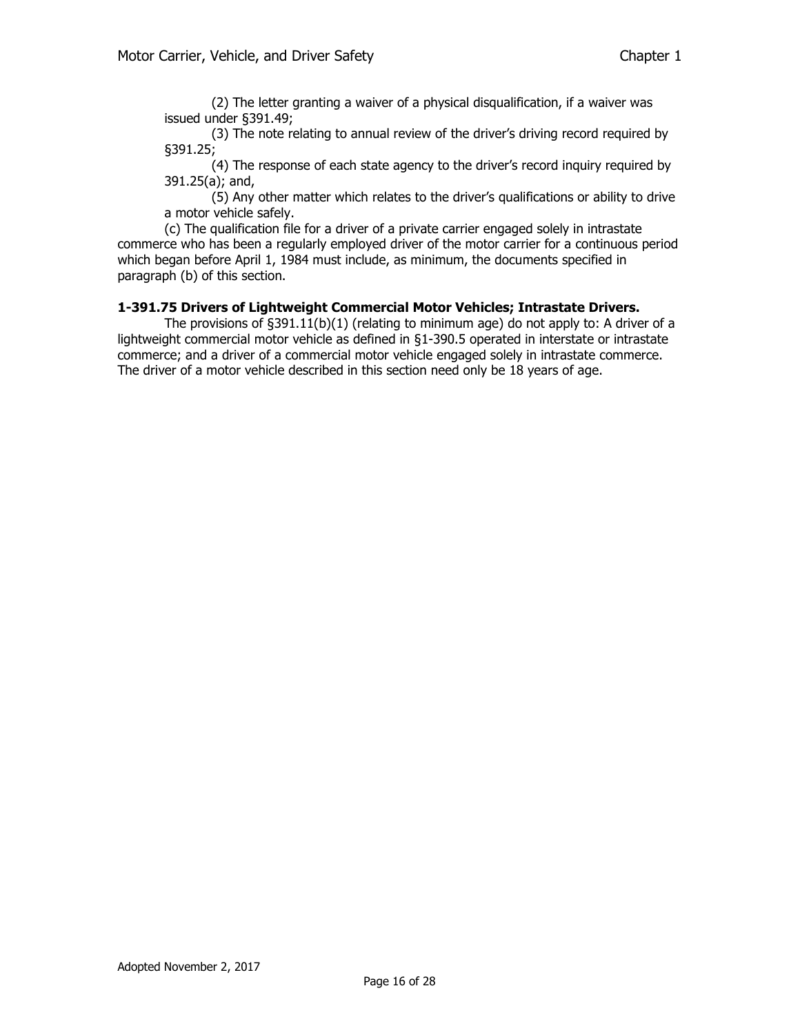(2) The letter granting a waiver of a physical disqualification, if a waiver was issued under §391.49;

(3) The note relating to annual review of the driver's driving record required by §391.25;

(4) The response of each state agency to the driver's record inquiry required by 391.25(a); and,

(5) Any other matter which relates to the driver's qualifications or ability to drive a motor vehicle safely.

(c) The qualification file for a driver of a private carrier engaged solely in intrastate commerce who has been a regularly employed driver of the motor carrier for a continuous period which began before April 1, 1984 must include, as minimum, the documents specified in paragraph (b) of this section.

**1-391.75 Drivers of Lightweight Commercial Motor Vehicles; Intrastate Drivers.**

The provisions of §391.11(b)(1) (relating to minimum age) do not apply to: A driver of a lightweight commercial motor vehicle as defined in §1-390.5 operated in interstate or intrastate commerce; and a driver of a commercial motor vehicle engaged solely in intrastate commerce. The driver of a motor vehicle described in this section need only be 18 years of age.

Adopted November 2, 2017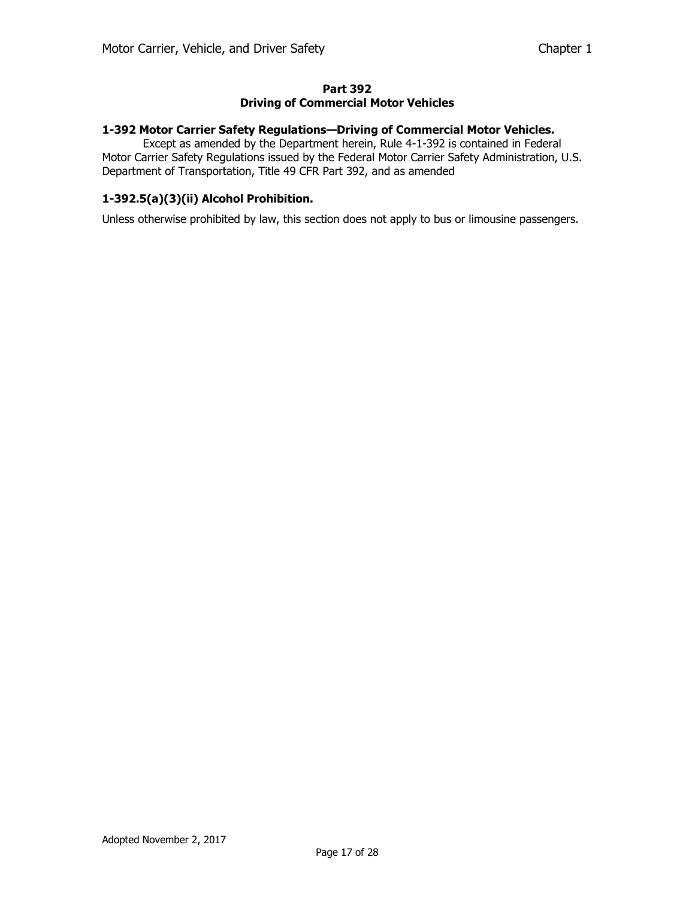## Part 392
## Driving of Commercial Motor Vehicles

### 1-392 Motor Carrier Safety Regulations—Driving of Commercial Motor Vehicles.

Except as amended by the Department herein, Rule 4-1-392 is contained in Federal Motor Carrier Safety Regulations issued by the Federal Motor Carrier Safety Administration, U.S. Department of Transportation, Title 49 CFR Part 392, and as amended

### 1-392.5(a)(3)(ii) Alcohol Prohibition.

Unless otherwise prohibited by law, this section does not apply to bus or limousine passengers.

Adopted November 2, 2017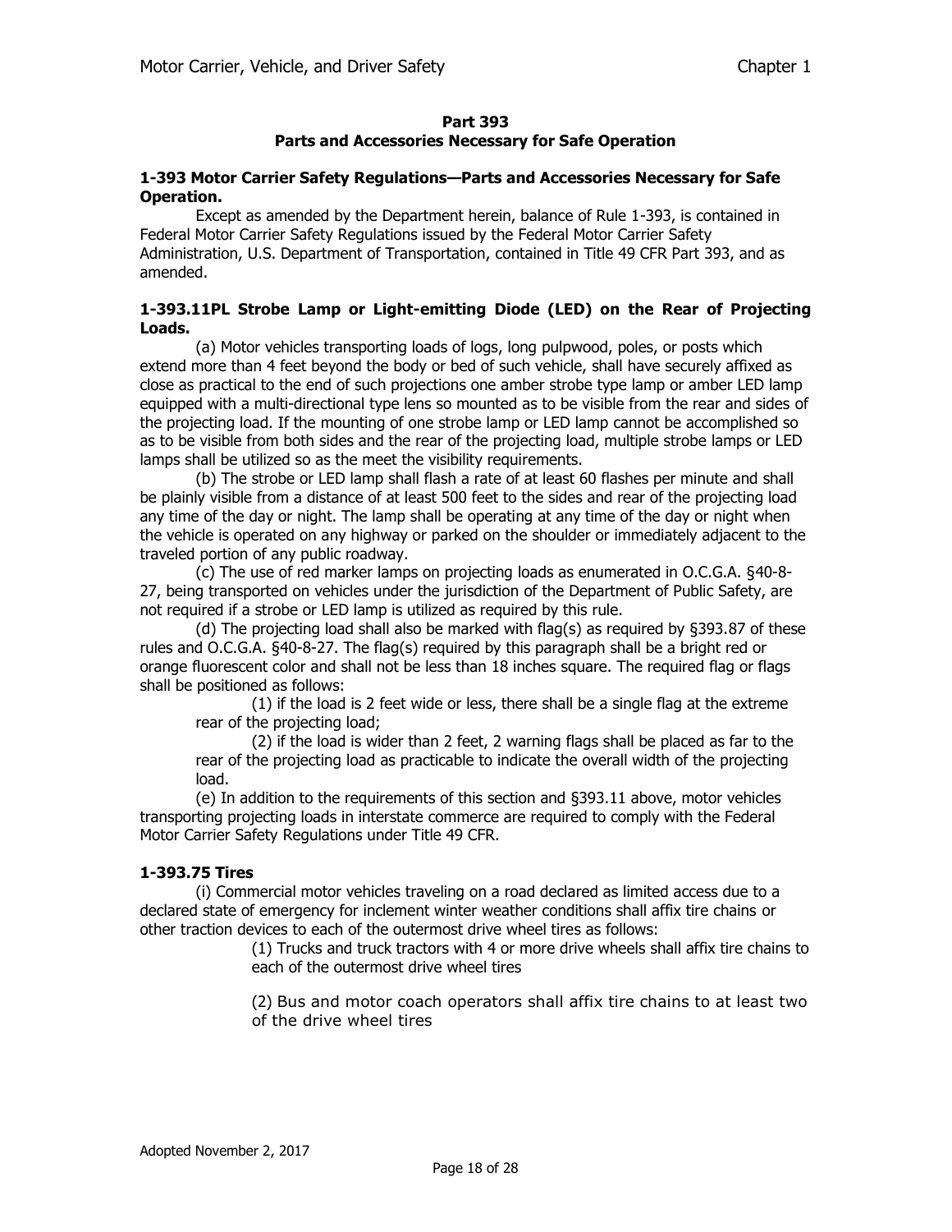## Part 393
## Parts and Accessories Necessary for Safe Operation

### 1-393 Motor Carrier Safety Regulations—Parts and Accessories Necessary for Safe Operation.

Except as amended by the Department herein, balance of Rule 1-393, is contained in Federal Motor Carrier Safety Regulations issued by the Federal Motor Carrier Safety Administration, U.S. Department of Transportation, contained in Title 49 CFR Part 393, and as amended.

### 1-393.11PL Strobe Lamp or Light-emitting Diode (LED) on the Rear of Projecting Loads.

(a) Motor vehicles transporting loads of logs, long pulpwood, poles, or posts which extend more than 4 feet beyond the body or bed of such vehicle, shall have securely affixed as close as practical to the end of such projections one amber strobe type lamp or amber LED lamp equipped with a multi-directional type lens so mounted as to be visible from the rear and sides of the projecting load. If the mounting of one strobe lamp or LED lamp cannot be accomplished so as to be visible from both sides and the rear of the projecting load, multiple strobe lamps or LED lamps shall be utilized so as the meet the visibility requirements.

(b) The strobe or LED lamp shall flash a rate of at least 60 flashes per minute and shall be plainly visible from a distance of at least 500 feet to the sides and rear of the projecting load any time of the day or night. The lamp shall be operating at any time of the day or night when the vehicle is operated on any highway or parked on the shoulder or immediately adjacent to the traveled portion of any public roadway.

(c) The use of red marker lamps on projecting loads as enumerated in O.C.G.A. §40-8-27, being transported on vehicles under the jurisdiction of the Department of Public Safety, are not required if a strobe or LED lamp is utilized as required by this rule.

(d) The projecting load shall also be marked with flag(s) as required by §393.87 of these rules and O.C.G.A. §40-8-27. The flag(s) required by this paragraph shall be a bright red or orange fluorescent color and shall not be less than 18 inches square. The required flag or flags shall be positioned as follows:

(1) if the load is 2 feet wide or less, there shall be a single flag at the extreme rear of the projecting load;

(2) if the load is wider than 2 feet, 2 warning flags shall be placed as far to the rear of the projecting load as practicable to indicate the overall width of the projecting load.

(e) In addition to the requirements of this section and §393.11 above, motor vehicles transporting projecting loads in interstate commerce are required to comply with the Federal Motor Carrier Safety Regulations under Title 49 CFR.

### 1-393.75 Tires

(i) Commercial motor vehicles traveling on a road declared as limited access due to a declared state of emergency for inclement winter weather conditions shall affix tire chains or other traction devices to each of the outermost drive wheel tires as follows:

(1) Trucks and truck tractors with 4 or more drive wheels shall affix tire chains to each of the outermost drive wheel tires

(2) Bus and motor coach operators shall affix tire chains to at least two of the drive wheel tires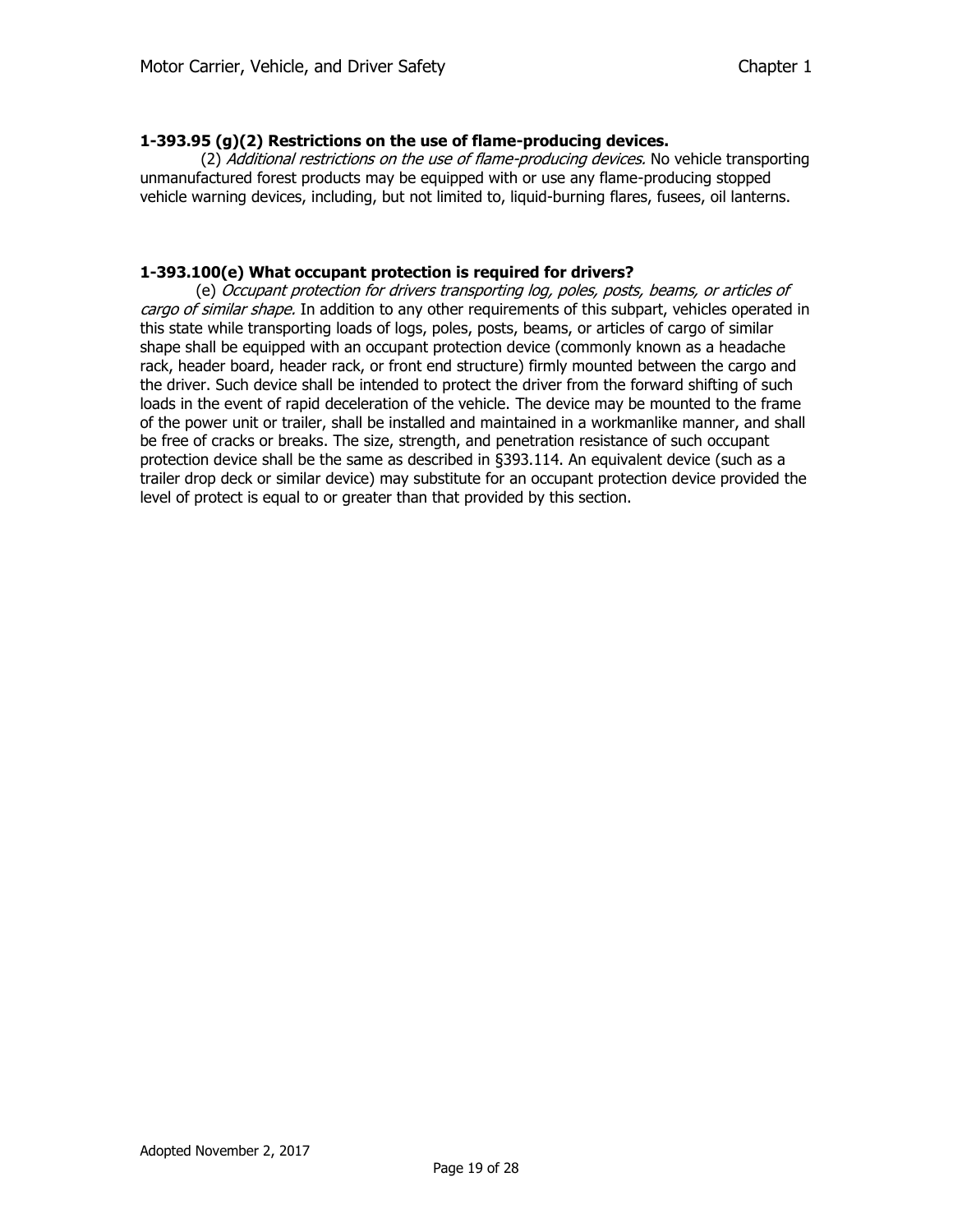### 1-393.95 (g)(2) Restrictions on the use of flame-producing devices.

(2) *Additional restrictions on the use of flame-producing devices.* No vehicle transporting unmanufactured forest products may be equipped with or use any flame-producing stopped vehicle warning devices, including, but not limited to, liquid-burning flares, fusees, oil lanterns.

### 1-393.100(e) What occupant protection is required for drivers?

(e) *Occupant protection for drivers transporting log, poles, posts, beams, or articles of cargo of similar shape.* In addition to any other requirements of this subpart, vehicles operated in this state while transporting loads of logs, poles, posts, beams, or articles of cargo of similar shape shall be equipped with an occupant protection device (commonly known as a headache rack, header board, header rack, or front end structure) firmly mounted between the cargo and the driver. Such device shall be intended to protect the driver from the forward shifting of such loads in the event of rapid deceleration of the vehicle. The device may be mounted to the frame of the power unit or trailer, shall be installed and maintained in a workmanlike manner, and shall be free of cracks or breaks. The size, strength, and penetration resistance of such occupant protection device shall be the same as described in §393.114. An equivalent device (such as a trailer drop deck or similar device) may substitute for an occupant protection device provided the level of protect is equal to or greater than that provided by this section.

Adopted November 2, 2017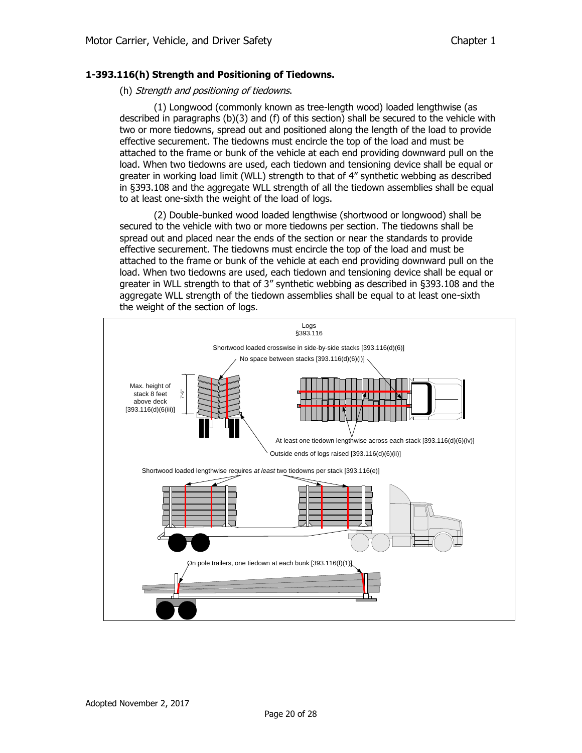### 1-393.116(h) Strength and Positioning of Tiedowns.

(h) *Strength and positioning of tiedowns*.

(1) Longwood (commonly known as tree-length wood) loaded lengthwise (as described in paragraphs (b)(3) and (f) of this section) shall be secured to the vehicle with two or more tiedowns, spread out and positioned along the length of the load to provide effective securement. The tiedowns must encircle the top of the load and must be attached to the frame or bunk of the vehicle at each end providing downward pull on the load. When two tiedowns are used, each tiedown and tensioning device shall be equal or greater in working load limit (WLL) strength to that of 4" synthetic webbing as described in §393.108 and the aggregate WLL strength of all the tiedown assemblies shall be equal to at least one-sixth the weight of the load of logs.

(2) Double-bunked wood loaded lengthwise (shortwood or longwood) shall be secured to the vehicle with two or more tiedowns per section. The tiedowns shall be spread out and placed near the ends of the section or near the standards to provide effective securement. The tiedowns must encircle the top of the load and must be attached to the frame or bunk of the vehicle at each end providing downward pull on the load. When two tiedowns are used, each tiedown and tensioning device shall be equal or greater in WLL strength to that of 3" synthetic webbing as described in §393.108 and the aggregate WLL strength of the tiedown assemblies shall be equal to at least one-sixth the weight of the section of logs.

Logs
§393.116

Shortwood loaded crosswise in side-by-side stacks [393.116(d)(6)]

No space between stacks [393.116(d)(6)(i)]

Max. height of stack 8 feet above deck [393.116(d)(6(iii)]

7'-6"

At least one tiedown lengthwise across each stack [393.116(d)(6)(iv)]

Outside ends of logs raised [393.116(d)(6)(ii)]

Shortwood loaded lengthwise requires *at least* two tiedowns per stack [393.116(e)]

On pole trailers, one tiedown at each bunk [393.116(f)(1)]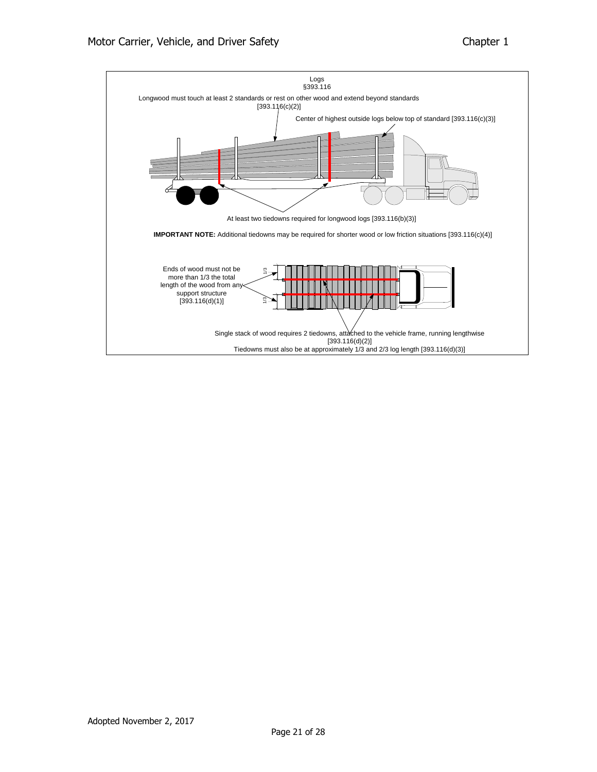Logs
§393.116

Longwood must touch at least 2 standards or rest on other wood and extend beyond standards [393.116(c)(2)]

Center of highest outside logs below top of standard [393.116(c)(3)]

At least two tiedowns required for longwood logs [393.116(b)(3)]

**IMPORTANT NOTE:** Additional tiedowns may be required for shorter wood or low friction situations [393.116(c)(4)]

Ends of wood must not be more than 1/3 the total length of the wood from any support structure [393.116(d)(1)]

1/3

1/3

Single stack of wood requires 2 tiedowns, attached to the vehicle frame, running lengthwise [393.116(d)(2)]

Tiedowns must also be at approximately 1/3 and 2/3 log length [393.116(d)(3)]

Adopted November 2, 2017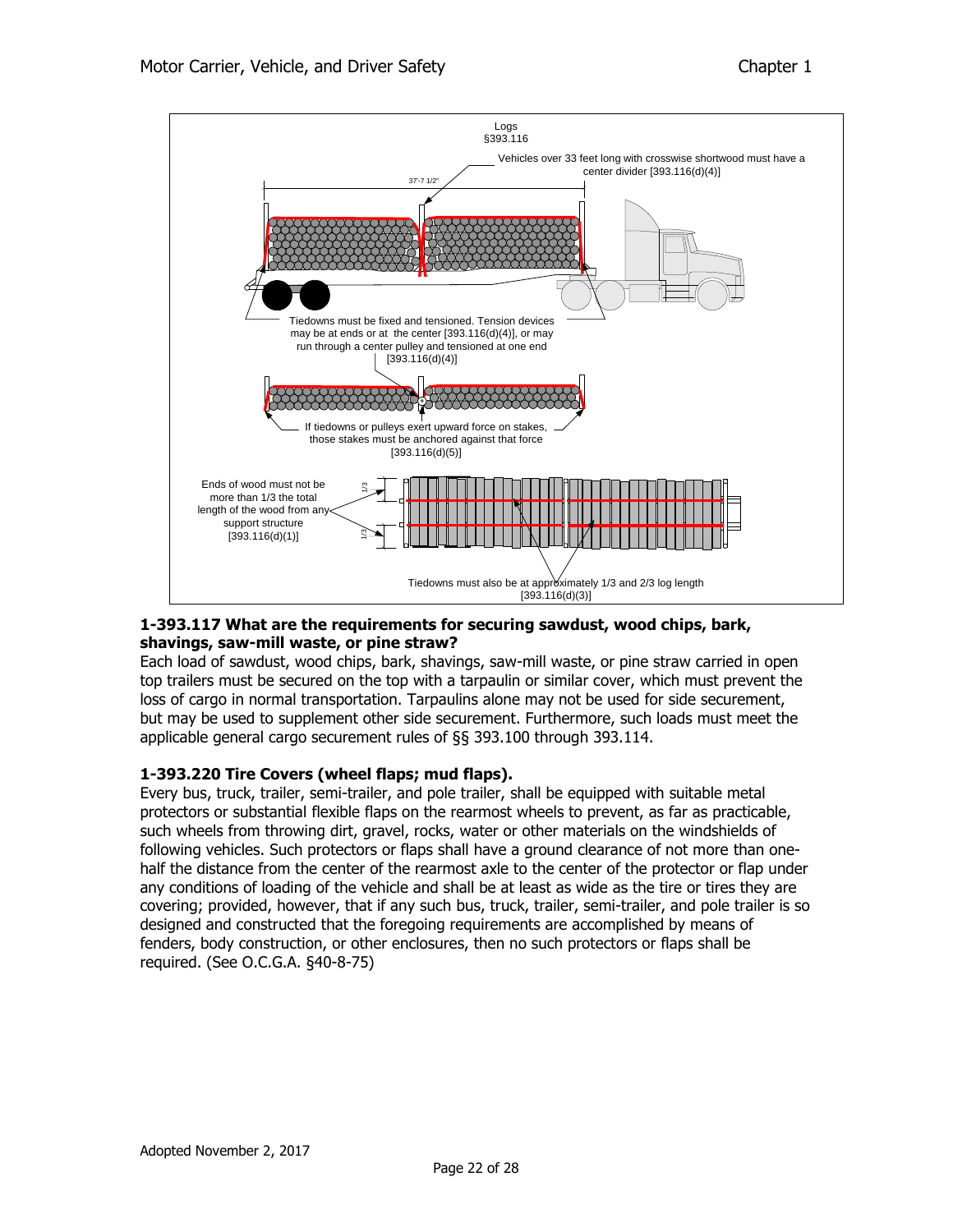Logs
§393.116

Vehicles over 33 feet long with crosswise shortwood must have a center divider [393.116(d)(4)]

37'-7 1/2"

Tiedowns must be fixed and tensioned. Tension devices may be at ends or at the center [393.116(d)(4)], or may run through a center pulley and tensioned at one end [393.116(d)(4)]

If tiedowns or pulleys exert upward force on stakes, those stakes must be anchored against that force [393.116(d)(5)]

Ends of wood must not be more than 1/3 the total length of the wood from any support structure [393.116(d)(1)]

1/3

1/3

Tiedowns must also be at approximately 1/3 and 2/3 log length [393.116(d)(3)]

### 1-393.117 What are the requirements for securing sawdust, wood chips, bark, shavings, saw-mill waste, or pine straw?

Each load of sawdust, wood chips, bark, shavings, saw-mill waste, or pine straw carried in open top trailers must be secured on the top with a tarpaulin or similar cover, which must prevent the loss of cargo in normal transportation. Tarpaulins alone may not be used for side securement, but may be used to supplement other side securement. Furthermore, such loads must meet the applicable general cargo securement rules of §§ 393.100 through 393.114.

### 1-393.220 Tire Covers (wheel flaps; mud flaps).

Every bus, truck, trailer, semi-trailer, and pole trailer, shall be equipped with suitable metal protectors or substantial flexible flaps on the rearmost wheels to prevent, as far as practicable, such wheels from throwing dirt, gravel, rocks, water or other materials on the windshields of following vehicles. Such protectors or flaps shall have a ground clearance of not more than one-half the distance from the center of the rearmost axle to the center of the protector or flap under any conditions of loading of the vehicle and shall be at least as wide as the tire or tires they are covering; provided, however, that if any such bus, truck, trailer, semi-trailer, and pole trailer is so designed and constructed that the foregoing requirements are accomplished by means of fenders, body construction, or other enclosures, then no such protectors or flaps shall be required. (See O.C.G.A. §40-8-75)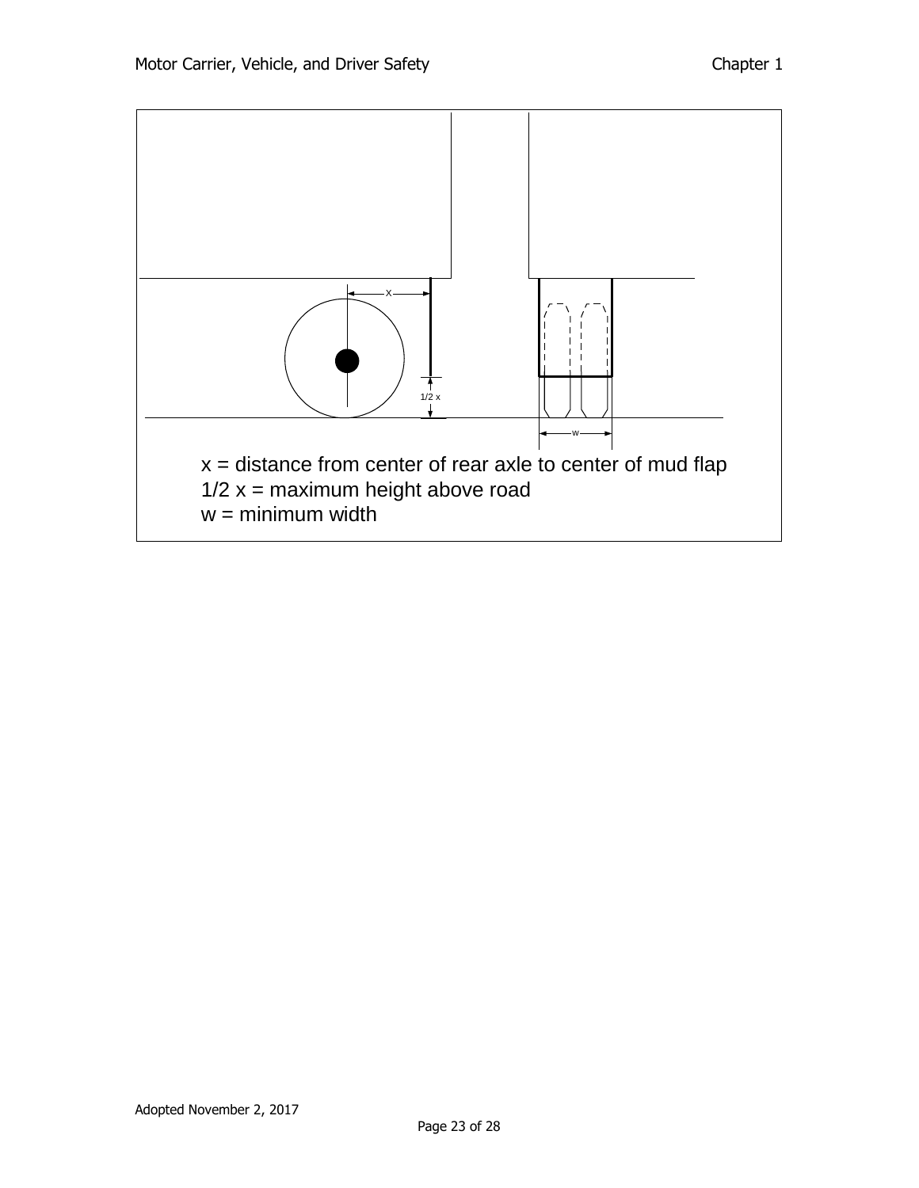x = distance from center of rear axle to center of mud flap
1/2 x = maximum height above road
w = minimum width

Adopted November 2, 2017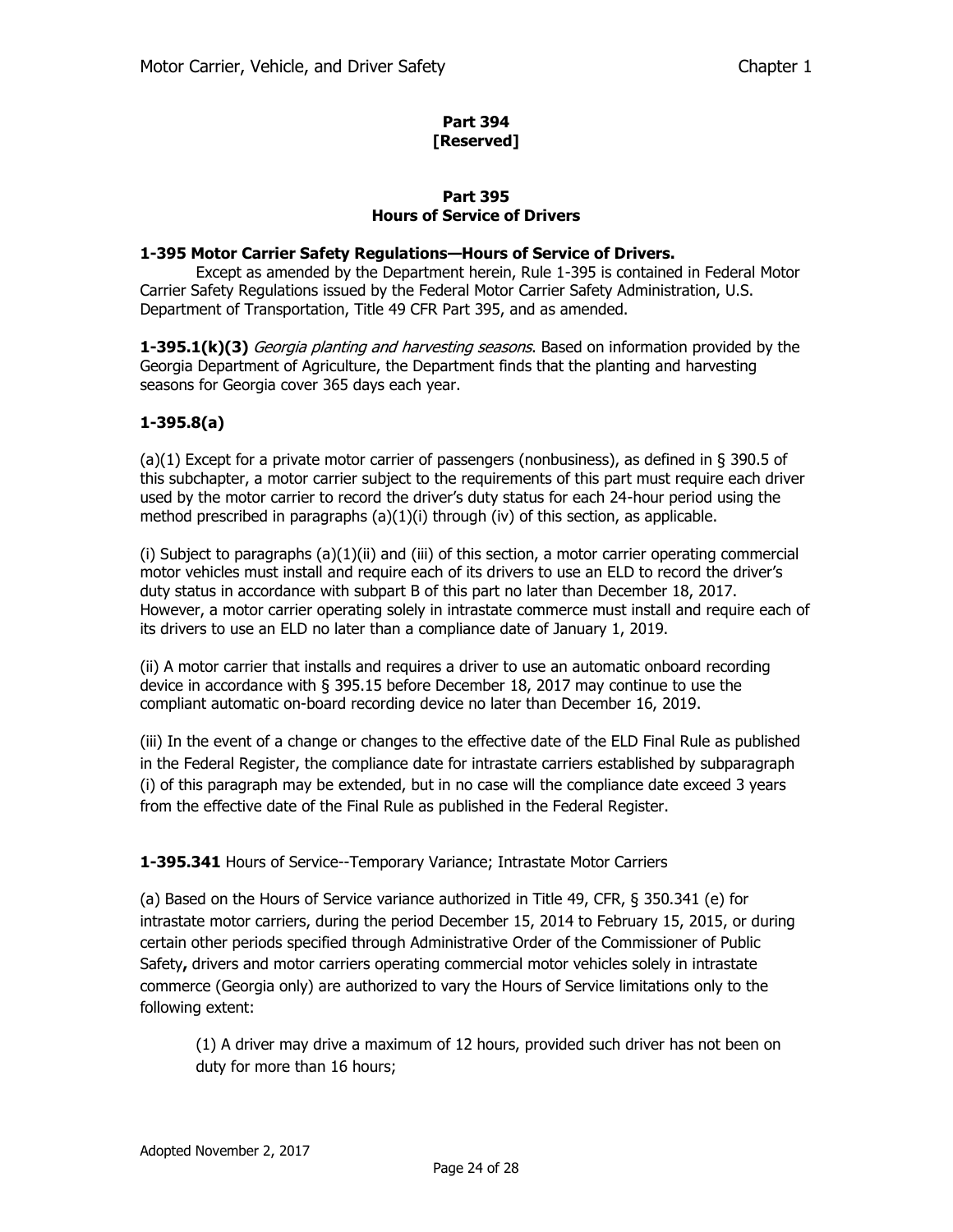# Part 394
# [Reserved]

# Part 395
# Hours of Service of Drivers

**1-395 Motor Carrier Safety Regulations—Hours of Service of Drivers.**

Except as amended by the Department herein, Rule 1-395 is contained in Federal Motor Carrier Safety Regulations issued by the Federal Motor Carrier Safety Administration, U.S. Department of Transportation, Title 49 CFR Part 395, and as amended.

**1-395.1(k)(3)** *Georgia planting and harvesting seasons*. Based on information provided by the Georgia Department of Agriculture, the Department finds that the planting and harvesting seasons for Georgia cover 365 days each year.

**1-395.8(a)**

(a)(1) Except for a private motor carrier of passengers (nonbusiness), as defined in § 390.5 of this subchapter, a motor carrier subject to the requirements of this part must require each driver used by the motor carrier to record the driver's duty status for each 24-hour period using the method prescribed in paragraphs (a)(1)(i) through (iv) of this section, as applicable.

(i) Subject to paragraphs (a)(1)(ii) and (iii) of this section, a motor carrier operating commercial motor vehicles must install and require each of its drivers to use an ELD to record the driver's duty status in accordance with subpart B of this part no later than December 18, 2017. However, a motor carrier operating solely in intrastate commerce must install and require each of its drivers to use an ELD no later than a compliance date of January 1, 2019.

(ii) A motor carrier that installs and requires a driver to use an automatic onboard recording device in accordance with § 395.15 before December 18, 2017 may continue to use the compliant automatic on-board recording device no later than December 16, 2019.

(iii) In the event of a change or changes to the effective date of the ELD Final Rule as published in the Federal Register, the compliance date for intrastate carriers established by subparagraph (i) of this paragraph may be extended, but in no case will the compliance date exceed 3 years from the effective date of the Final Rule as published in the Federal Register.

**1-395.341** Hours of Service--Temporary Variance; Intrastate Motor Carriers

(a) Based on the Hours of Service variance authorized in Title 49, CFR, § 350.341 (e) for intrastate motor carriers, during the period December 15, 2014 to February 15, 2015, or during certain other periods specified through Administrative Order of the Commissioner of Public Safety**,** drivers and motor carriers operating commercial motor vehicles solely in intrastate commerce (Georgia only) are authorized to vary the Hours of Service limitations only to the following extent:

(1) A driver may drive a maximum of 12 hours, provided such driver has not been on duty for more than 16 hours;

Adopted November 2, 2017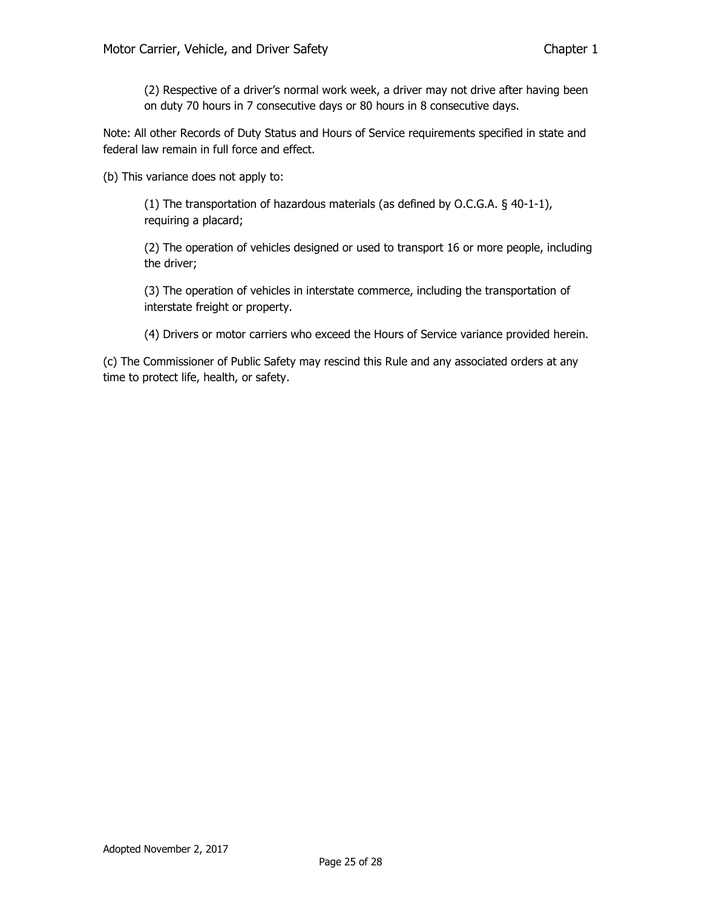(2) Respective of a driver's normal work week, a driver may not drive after having been on duty 70 hours in 7 consecutive days or 80 hours in 8 consecutive days.

Note: All other Records of Duty Status and Hours of Service requirements specified in state and federal law remain in full force and effect.

(b) This variance does not apply to:

(1) The transportation of hazardous materials (as defined by O.C.G.A. § 40-1-1), requiring a placard;

(2) The operation of vehicles designed or used to transport 16 or more people, including the driver;

(3) The operation of vehicles in interstate commerce, including the transportation of interstate freight or property.

(4) Drivers or motor carriers who exceed the Hours of Service variance provided herein.

(c) The Commissioner of Public Safety may rescind this Rule and any associated orders at any time to protect life, health, or safety.

Adopted November 2, 2017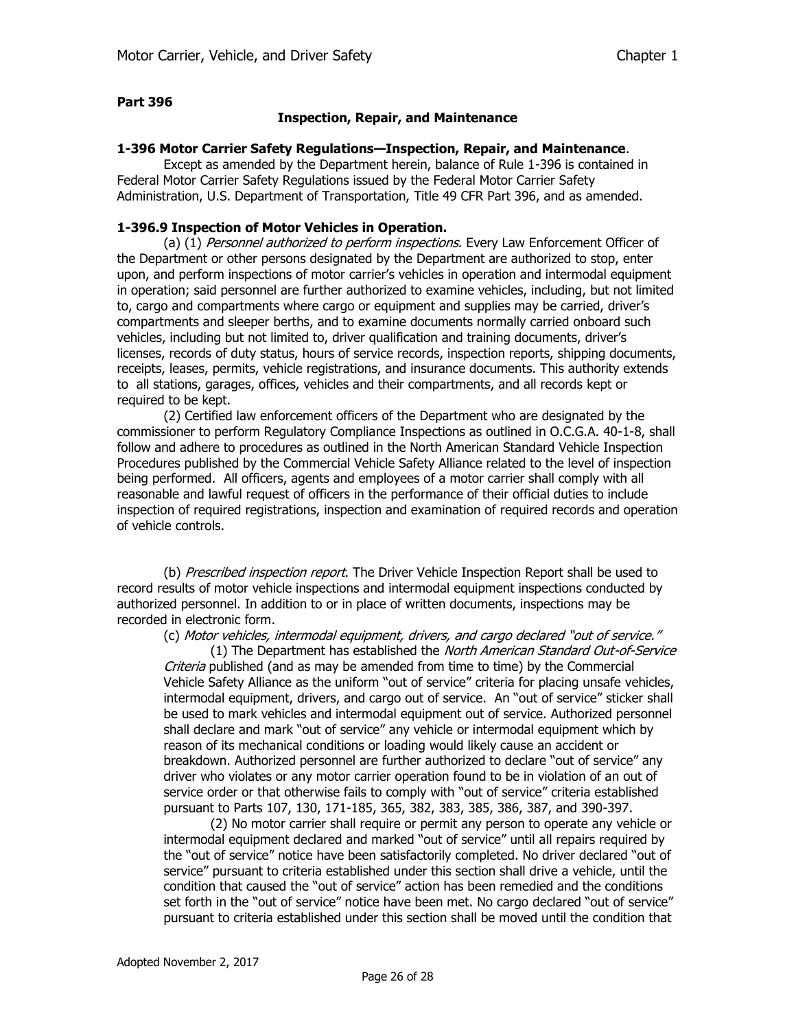## Part 396

### Inspection, Repair, and Maintenance

**1-396 Motor Carrier Safety Regulations—Inspection, Repair, and Maintenance**.

Except as amended by the Department herein, balance of Rule 1-396 is contained in Federal Motor Carrier Safety Regulations issued by the Federal Motor Carrier Safety Administration, U.S. Department of Transportation, Title 49 CFR Part 396, and as amended.

**1-396.9 Inspection of Motor Vehicles in Operation.**

(a) (1) *Personnel authorized to perform inspections.* Every Law Enforcement Officer of the Department or other persons designated by the Department are authorized to stop, enter upon, and perform inspections of motor carrier's vehicles in operation and intermodal equipment in operation; said personnel are further authorized to examine vehicles, including, but not limited to, cargo and compartments where cargo or equipment and supplies may be carried, driver's compartments and sleeper berths, and to examine documents normally carried onboard such vehicles, including but not limited to, driver qualification and training documents, driver's licenses, records of duty status, hours of service records, inspection reports, shipping documents, receipts, leases, permits, vehicle registrations, and insurance documents. This authority extends to all stations, garages, offices, vehicles and their compartments, and all records kept or required to be kept.

(2) Certified law enforcement officers of the Department who are designated by the commissioner to perform Regulatory Compliance Inspections as outlined in O.C.G.A. 40-1-8, shall follow and adhere to procedures as outlined in the North American Standard Vehicle Inspection Procedures published by the Commercial Vehicle Safety Alliance related to the level of inspection being performed. All officers, agents and employees of a motor carrier shall comply with all reasonable and lawful request of officers in the performance of their official duties to include inspection of required registrations, inspection and examination of required records and operation of vehicle controls.

(b) *Prescribed inspection report*. The Driver Vehicle Inspection Report shall be used to record results of motor vehicle inspections and intermodal equipment inspections conducted by authorized personnel. In addition to or in place of written documents, inspections may be recorded in electronic form.

(c) *Motor vehicles, intermodal equipment, drivers, and cargo declared "out of service."*

(1) The Department has established the *North American Standard Out-of-Service Criteria* published (and as may be amended from time to time) by the Commercial Vehicle Safety Alliance as the uniform "out of service" criteria for placing unsafe vehicles, intermodal equipment, drivers, and cargo out of service. An "out of service" sticker shall be used to mark vehicles and intermodal equipment out of service. Authorized personnel shall declare and mark "out of service" any vehicle or intermodal equipment which by reason of its mechanical conditions or loading would likely cause an accident or breakdown. Authorized personnel are further authorized to declare "out of service" any driver who violates or any motor carrier operation found to be in violation of an out of service order or that otherwise fails to comply with "out of service" criteria established pursuant to Parts 107, 130, 171-185, 365, 382, 383, 385, 386, 387, and 390-397.

(2) No motor carrier shall require or permit any person to operate any vehicle or intermodal equipment declared and marked "out of service" until all repairs required by the "out of service" notice have been satisfactorily completed. No driver declared "out of service" pursuant to criteria established under this section shall drive a vehicle, until the condition that caused the "out of service" action has been remedied and the conditions set forth in the "out of service" notice have been met. No cargo declared "out of service" pursuant to criteria established under this section shall be moved until the condition that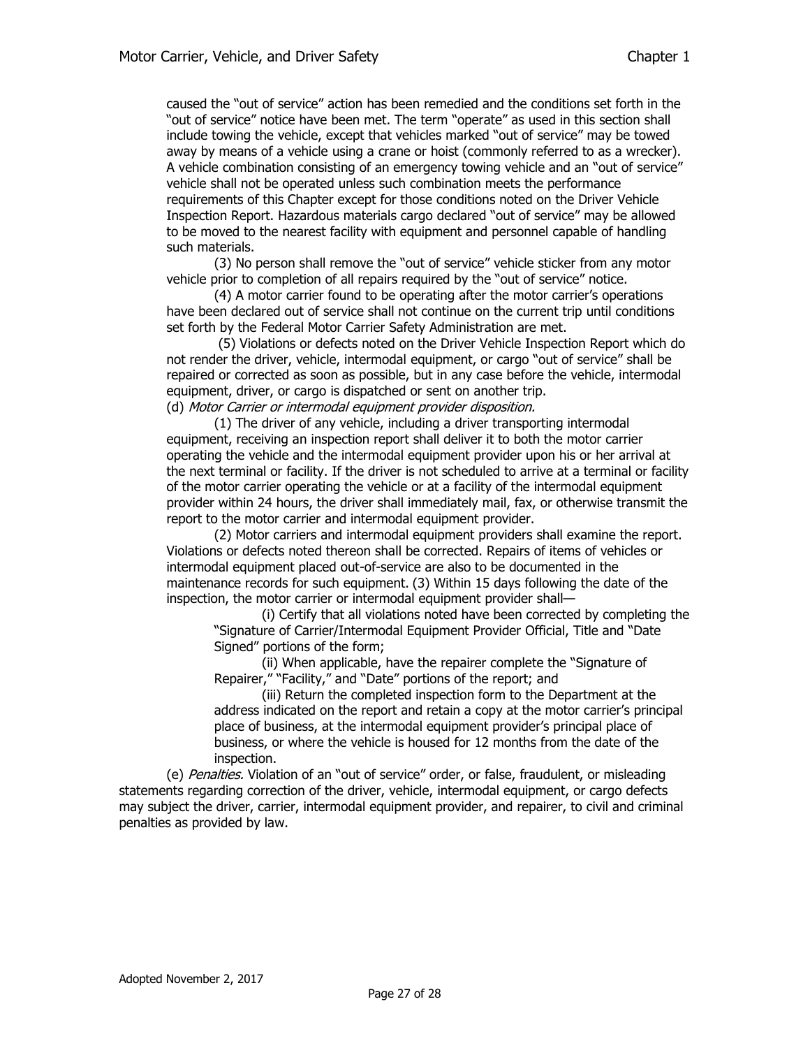caused the "out of service" action has been remedied and the conditions set forth in the "out of service" notice have been met. The term "operate" as used in this section shall include towing the vehicle, except that vehicles marked "out of service" may be towed away by means of a vehicle using a crane or hoist (commonly referred to as a wrecker). A vehicle combination consisting of an emergency towing vehicle and an "out of service" vehicle shall not be operated unless such combination meets the performance requirements of this Chapter except for those conditions noted on the Driver Vehicle Inspection Report. Hazardous materials cargo declared "out of service" may be allowed to be moved to the nearest facility with equipment and personnel capable of handling such materials.

(3) No person shall remove the "out of service" vehicle sticker from any motor vehicle prior to completion of all repairs required by the "out of service" notice.

(4) A motor carrier found to be operating after the motor carrier's operations have been declared out of service shall not continue on the current trip until conditions set forth by the Federal Motor Carrier Safety Administration are met.

(5) Violations or defects noted on the Driver Vehicle Inspection Report which do not render the driver, vehicle, intermodal equipment, or cargo "out of service" shall be repaired or corrected as soon as possible, but in any case before the vehicle, intermodal equipment, driver, or cargo is dispatched or sent on another trip.

(d) *Motor Carrier or intermodal equipment provider disposition.*

(1) The driver of any vehicle, including a driver transporting intermodal equipment, receiving an inspection report shall deliver it to both the motor carrier operating the vehicle and the intermodal equipment provider upon his or her arrival at the next terminal or facility. If the driver is not scheduled to arrive at a terminal or facility of the motor carrier operating the vehicle or at a facility of the intermodal equipment provider within 24 hours, the driver shall immediately mail, fax, or otherwise transmit the report to the motor carrier and intermodal equipment provider.

(2) Motor carriers and intermodal equipment providers shall examine the report. Violations or defects noted thereon shall be corrected. Repairs of items of vehicles or intermodal equipment placed out-of-service are also to be documented in the maintenance records for such equipment. (3) Within 15 days following the date of the inspection, the motor carrier or intermodal equipment provider shall—

(i) Certify that all violations noted have been corrected by completing the "Signature of Carrier/Intermodal Equipment Provider Official, Title and "Date Signed" portions of the form;

(ii) When applicable, have the repairer complete the "Signature of Repairer," "Facility," and "Date" portions of the report; and

(iii) Return the completed inspection form to the Department at the address indicated on the report and retain a copy at the motor carrier's principal place of business, at the intermodal equipment provider's principal place of business, or where the vehicle is housed for 12 months from the date of the inspection.

(e) *Penalties.* Violation of an "out of service" order, or false, fraudulent, or misleading statements regarding correction of the driver, vehicle, intermodal equipment, or cargo defects may subject the driver, carrier, intermodal equipment provider, and repairer, to civil and criminal penalties as provided by law.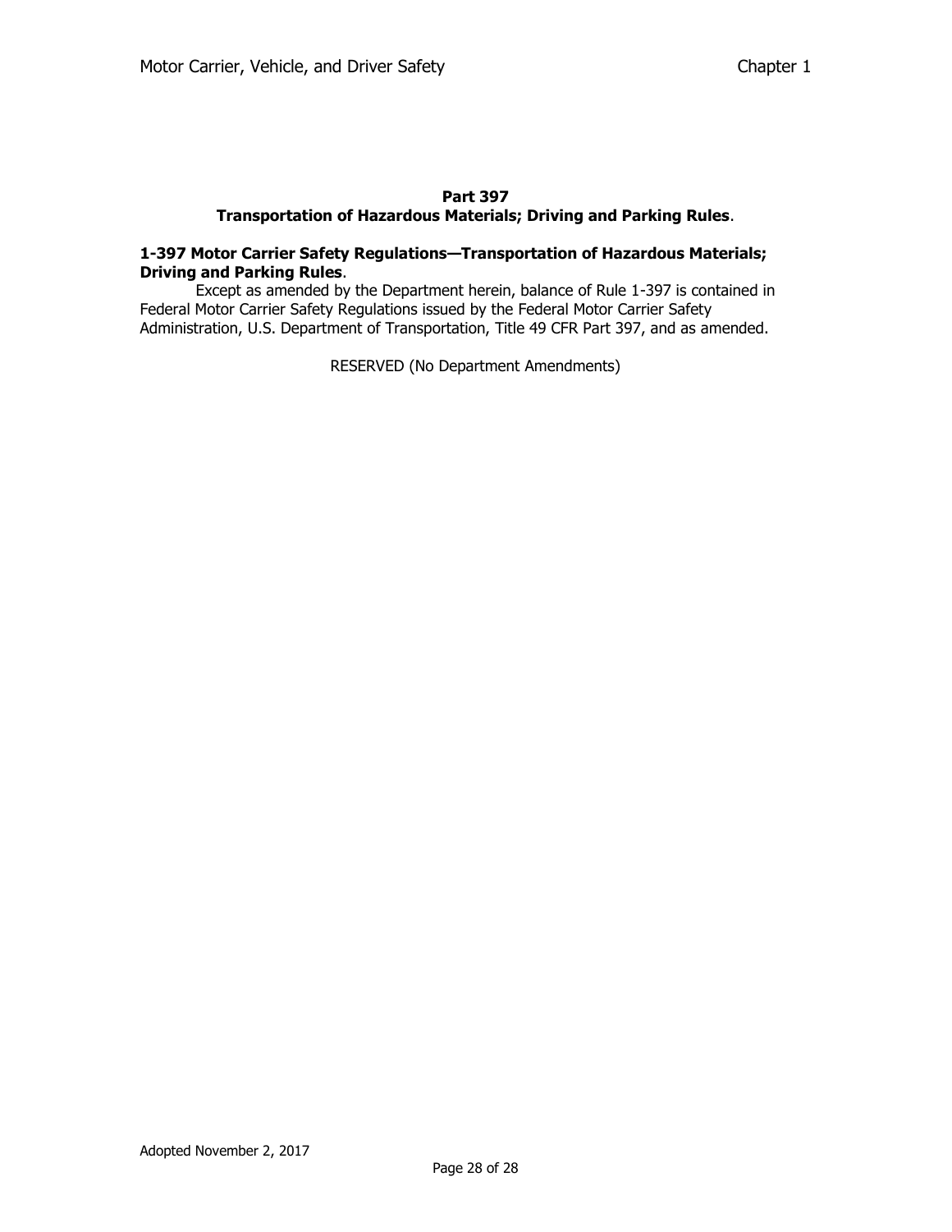**Part 397**
**Transportation of Hazardous Materials; Driving and Parking Rules**.

**1-397 Motor Carrier Safety Regulations—Transportation of Hazardous Materials; Driving and Parking Rules**.

Except as amended by the Department herein, balance of Rule 1-397 is contained in Federal Motor Carrier Safety Regulations issued by the Federal Motor Carrier Safety Administration, U.S. Department of Transportation, Title 49 CFR Part 397, and as amended.

RESERVED (No Department Amendments)

Adopted November 2, 2017